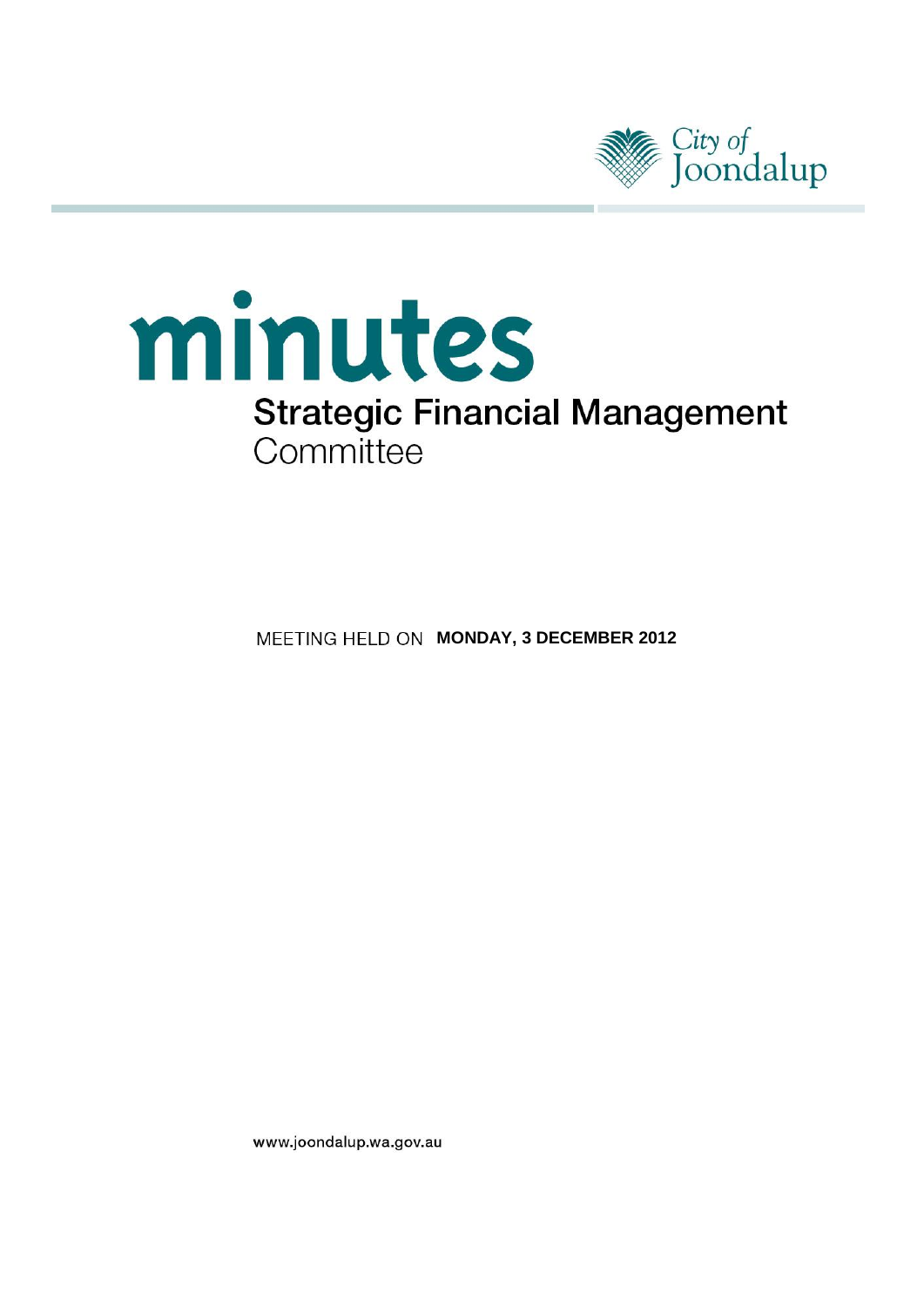City of Joondalup

# minutes

## Strategic Financial Management Committee

MEETING HELD ON **MONDAY, 3 DECEMBER 2012**

www.joondalup.wa.gov.au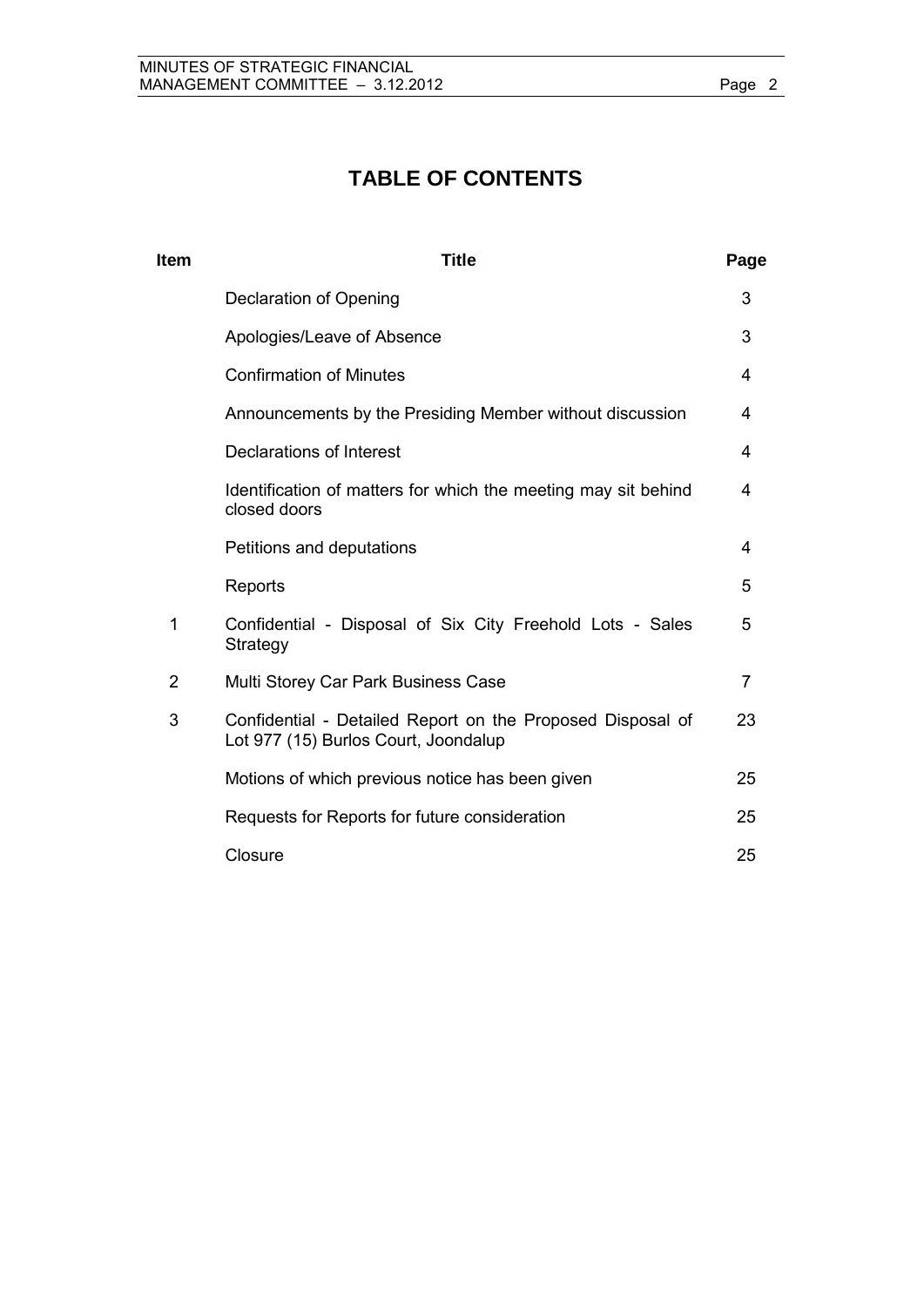# TABLE OF CONTENTS

| Item | Title | Page |
|---|---|---|
| | Declaration of Opening | 3 |
| | Apologies/Leave of Absence | 3 |
| | Confirmation of Minutes | 4 |
| | Announcements by the Presiding Member without discussion | 4 |
| | Declarations of Interest | 4 |
| | Identification of matters for which the meeting may sit behind closed doors | 4 |
| | Petitions and deputations | 4 |
| | Reports | 5 |
| 1 | Confidential - Disposal of Six City Freehold Lots - Sales Strategy | 5 |
| 2 | Multi Storey Car Park Business Case | 7 |
| 3 | Confidential - Detailed Report on the Proposed Disposal of Lot 977 (15) Burlos Court, Joondalup | 23 |
| | Motions of which previous notice has been given | 25 |
| | Requests for Reports for future consideration | 25 |
| | Closure | 25 |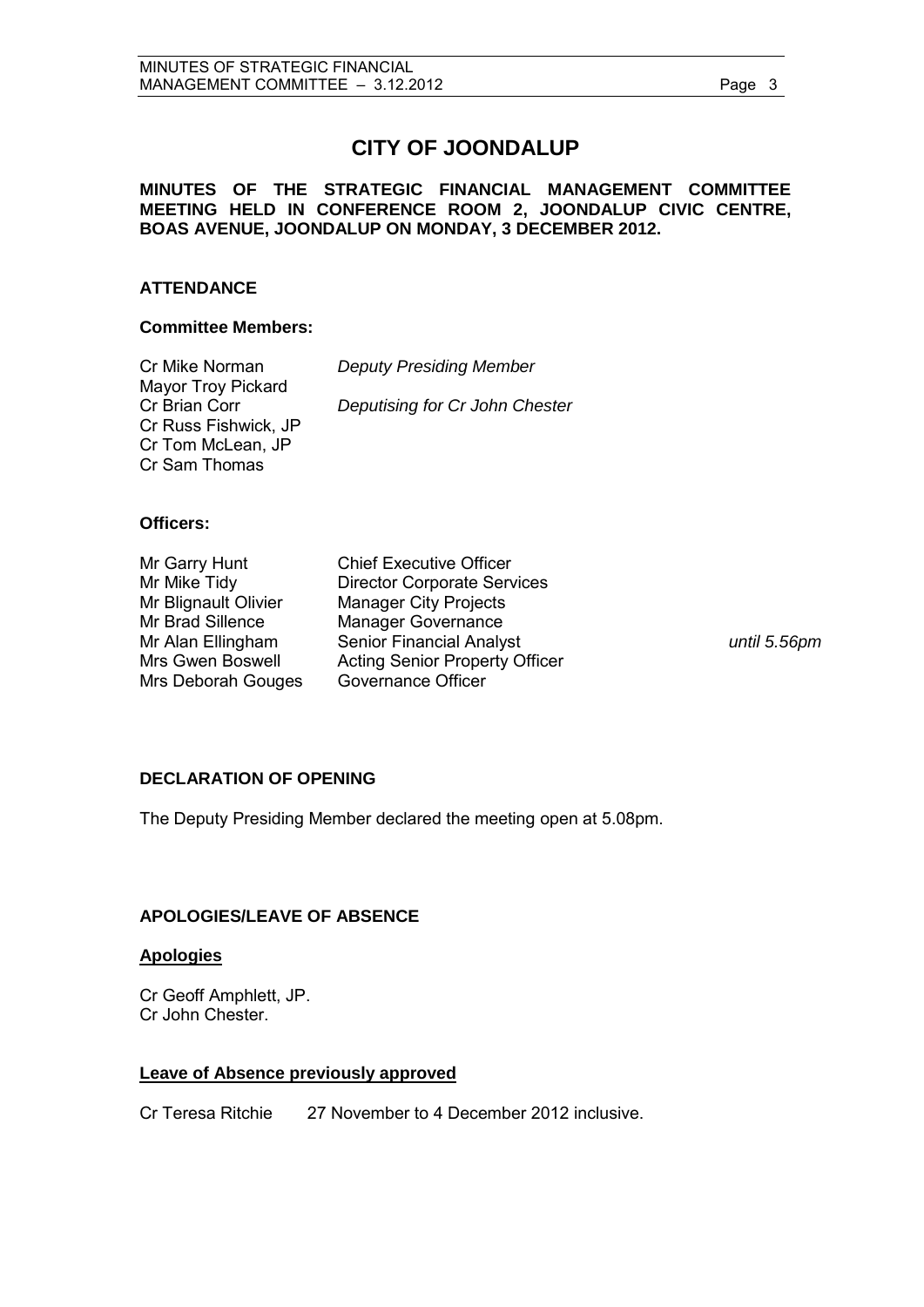# CITY OF JOONDALUP

**MINUTES OF THE STRATEGIC FINANCIAL MANAGEMENT COMMITTEE MEETING HELD IN CONFERENCE ROOM 2, JOONDALUP CIVIC CENTRE, BOAS AVENUE, JOONDALUP ON MONDAY, 3 DECEMBER 2012.**

## ATTENDANCE

### Committee Members:

| | |
|---|---|
| Cr Mike Norman | *Deputy Presiding Member* |
| Mayor Troy Pickard | |
| Cr Brian Corr | *Deputising for Cr John Chester* |
| Cr Russ Fishwick, JP | |
| Cr Tom McLean, JP | |
| Cr Sam Thomas | |

### Officers:

| | | |
|---|---|---|
| Mr Garry Hunt | Chief Executive Officer | |
| Mr Mike Tidy | Director Corporate Services | |
| Mr Blignault Olivier | Manager City Projects | |
| Mr Brad Sillence | Manager Governance | |
| Mr Alan Ellingham | Senior Financial Analyst | *until 5.56pm* |
| Mrs Gwen Boswell | Acting Senior Property Officer | |
| Mrs Deborah Gouges | Governance Officer | |

## DECLARATION OF OPENING

The Deputy Presiding Member declared the meeting open at 5.08pm.

## APOLOGIES/LEAVE OF ABSENCE

### Apologies

Cr Geoff Amphlett, JP.
Cr John Chester.

### Leave of Absence previously approved

Cr Teresa Ritchie 27 November to 4 December 2012 inclusive.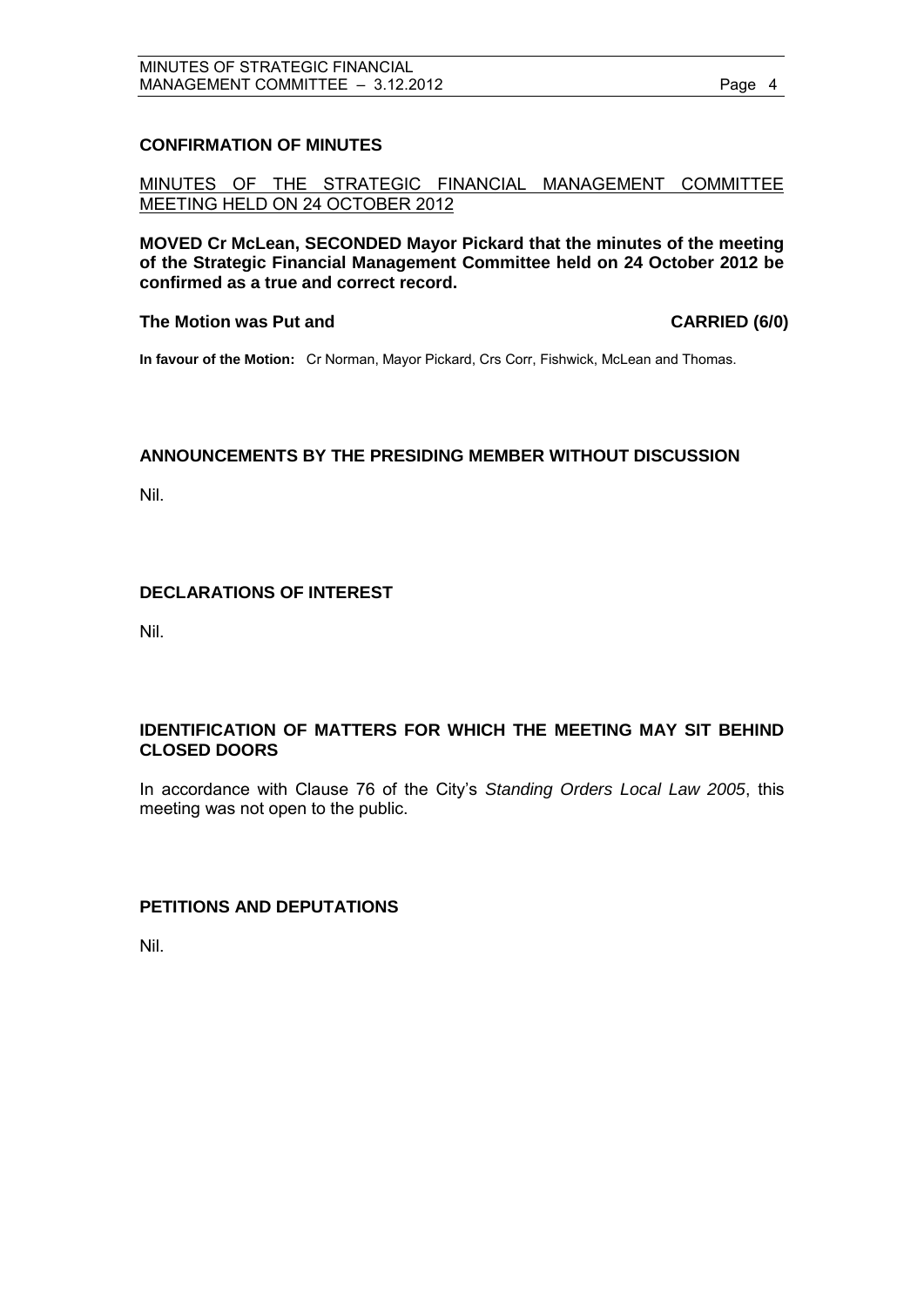## CONFIRMATION OF MINUTES

<u>MINUTES OF THE STRATEGIC FINANCIAL MANAGEMENT COMMITTEE MEETING HELD ON 24 OCTOBER 2012</u>

**MOVED Cr McLean, SECONDED Mayor Pickard that the minutes of the meeting of the Strategic Financial Management Committee held on 24 October 2012 be confirmed as a true and correct record.**

**The Motion was Put and CARRIED (6/0)**

**In favour of the Motion:** Cr Norman, Mayor Pickard, Crs Corr, Fishwick, McLean and Thomas.

## ANNOUNCEMENTS BY THE PRESIDING MEMBER WITHOUT DISCUSSION

Nil.

## DECLARATIONS OF INTEREST

Nil.

## IDENTIFICATION OF MATTERS FOR WHICH THE MEETING MAY SIT BEHIND CLOSED DOORS

In accordance with Clause 76 of the City's *Standing Orders Local Law 2005*, this meeting was not open to the public.

## PETITIONS AND DEPUTATIONS

Nil.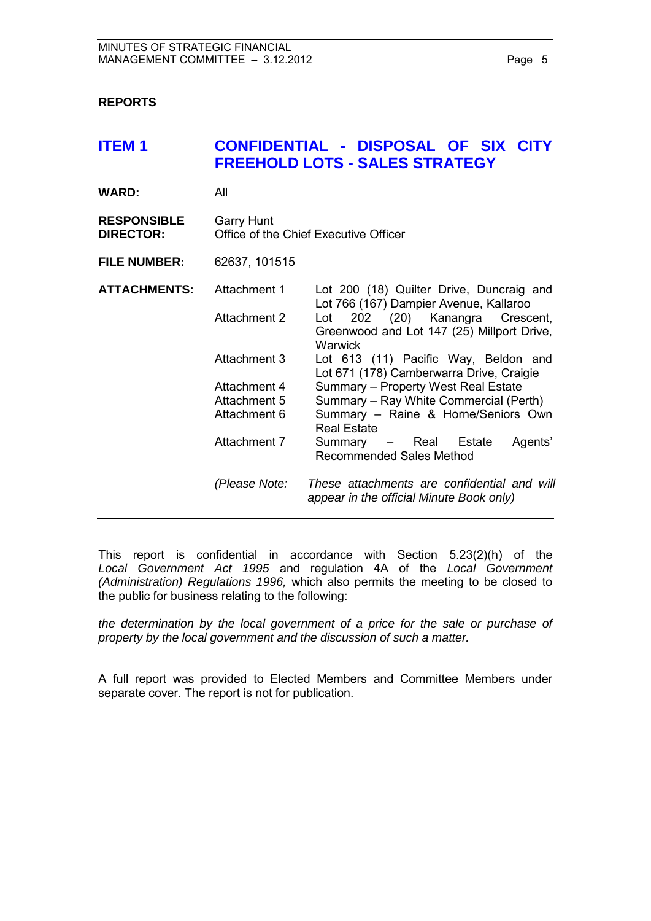## REPORTS

# ITEM 1 CONFIDENTIAL - DISPOSAL OF SIX CITY FREEHOLD LOTS - SALES STRATEGY

**WARD:** All

**RESPONSIBLE DIRECTOR:** Garry Hunt
Office of the Chief Executive Officer

**FILE NUMBER:** 62637, 101515

**ATTACHMENTS:**

| | |
|---|---|
| Attachment 1 | Lot 200 (18) Quilter Drive, Duncraig and Lot 766 (167) Dampier Avenue, Kallaroo |
| Attachment 2 | Lot 202 (20) Kanangra Crescent, Greenwood and Lot 147 (25) Millport Drive, Warwick |
| Attachment 3 | Lot 613 (11) Pacific Way, Beldon and Lot 671 (178) Camberwarra Drive, Craigie |
| Attachment 4 | Summary – Property West Real Estate |
| Attachment 5 | Summary – Ray White Commercial (Perth) |
| Attachment 6 | Summary – Raine & Horne/Seniors Own Real Estate |
| Attachment 7 | Summary – Real Estate Agents' Recommended Sales Method |

*(Please Note: These attachments are confidential and will appear in the official Minute Book only)*

---

This report is confidential in accordance with Section 5.23(2)(h) of the *Local Government Act 1995* and regulation 4A of the *Local Government (Administration) Regulations 1996,* which also permits the meeting to be closed to the public for business relating to the following:

*the determination by the local government of a price for the sale or purchase of property by the local government and the discussion of such a matter.*

A full report was provided to Elected Members and Committee Members under separate cover. The report is not for publication.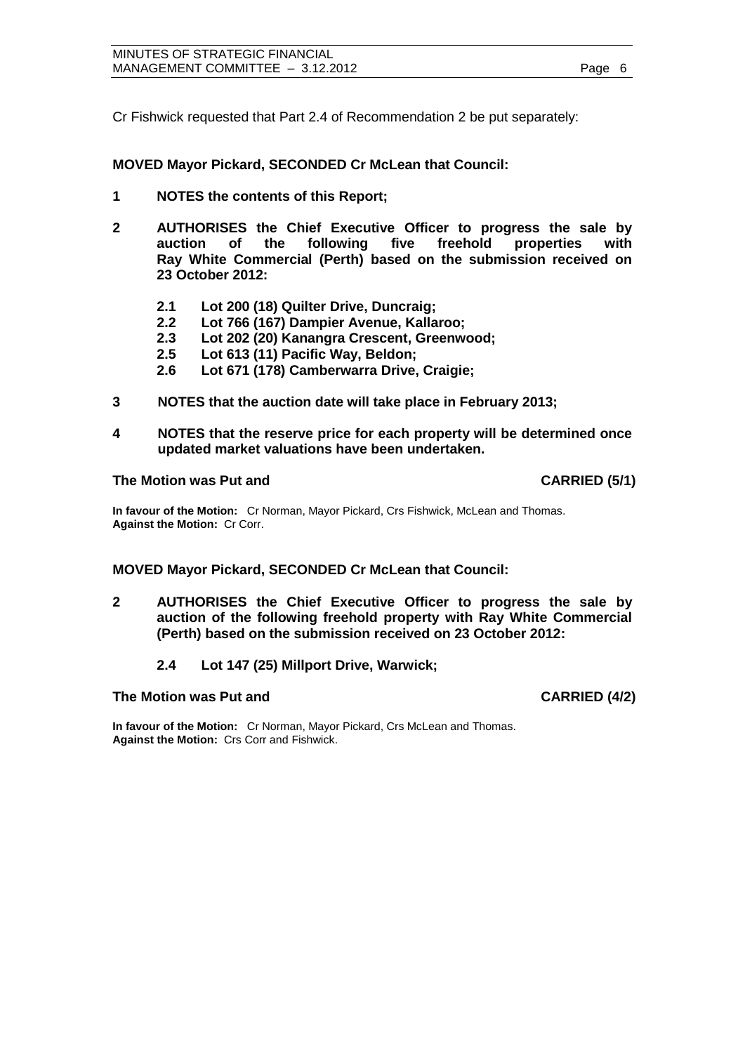Cr Fishwick requested that Part 2.4 of Recommendation 2 be put separately:

**MOVED Mayor Pickard, SECONDED Cr McLean that Council:**

**1 NOTES the contents of this Report;**

**2 AUTHORISES the Chief Executive Officer to progress the sale by auction of the following five freehold properties with Ray White Commercial (Perth) based on the submission received on 23 October 2012:**

- **2.1 Lot 200 (18) Quilter Drive, Duncraig;**
- **2.2 Lot 766 (167) Dampier Avenue, Kallaroo;**
- **2.3 Lot 202 (20) Kanangra Crescent, Greenwood;**
- **2.5 Lot 613 (11) Pacific Way, Beldon;**
- **2.6 Lot 671 (178) Camberwarra Drive, Craigie;**

**3 NOTES that the auction date will take place in February 2013;**

**4 NOTES that the reserve price for each property will be determined once updated market valuations have been undertaken.**

**The Motion was Put and CARRIED (5/1)**

**In favour of the Motion:** Cr Norman, Mayor Pickard, Crs Fishwick, McLean and Thomas.
**Against the Motion:** Cr Corr.

**MOVED Mayor Pickard, SECONDED Cr McLean that Council:**

**2 AUTHORISES the Chief Executive Officer to progress the sale by auction of the following freehold property with Ray White Commercial (Perth) based on the submission received on 23 October 2012:**

- **2.4 Lot 147 (25) Millport Drive, Warwick;**

**The Motion was Put and CARRIED (4/2)**

**In favour of the Motion:** Cr Norman, Mayor Pickard, Crs McLean and Thomas.
**Against the Motion:** Crs Corr and Fishwick.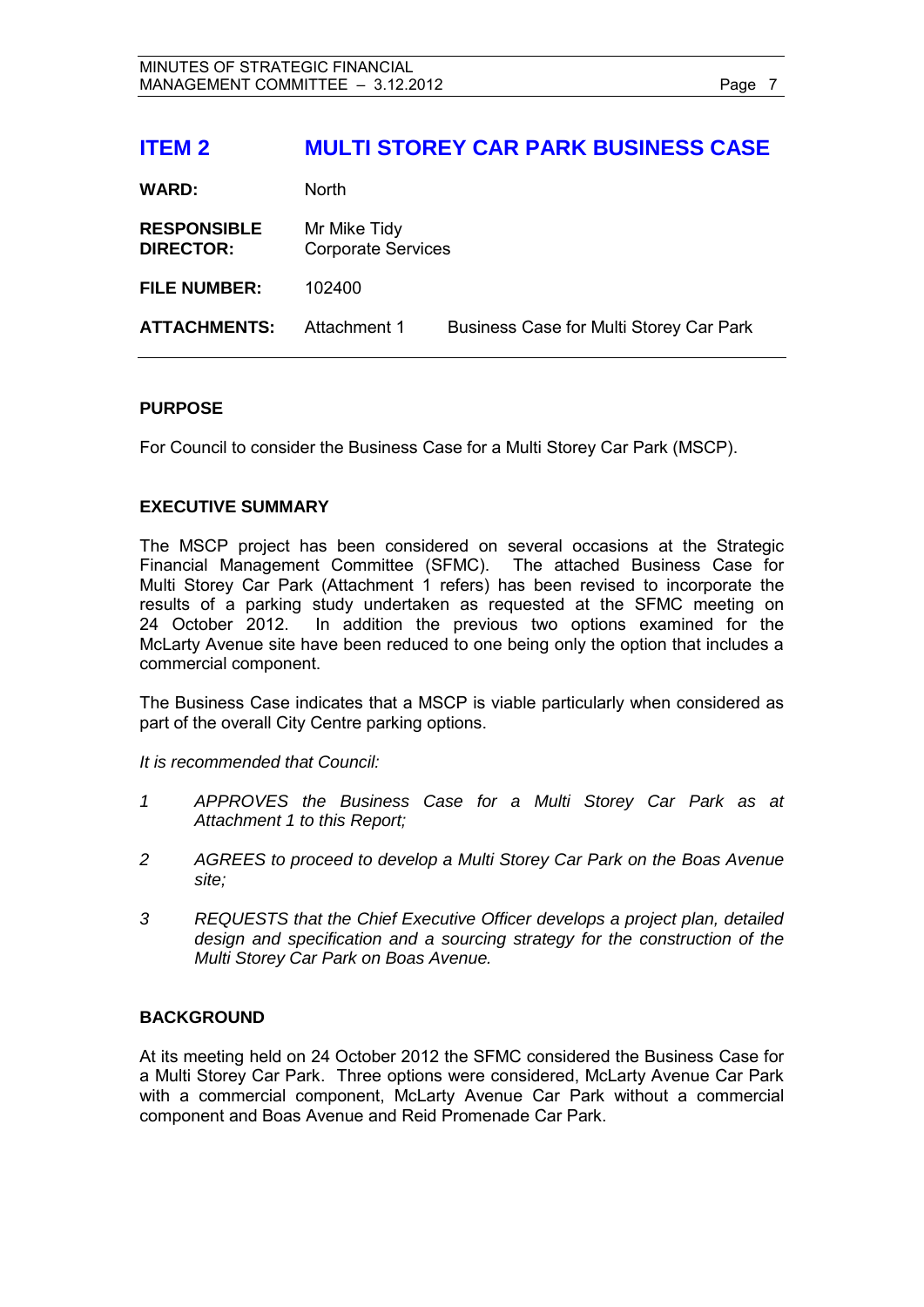## ITEM 2 MULTI STOREY CAR PARK BUSINESS CASE

| | | |
|---|---|---|
| **WARD:** | North | |
| **RESPONSIBLE DIRECTOR:** | Mr Mike Tidy<br>Corporate Services | |
| **FILE NUMBER:** | 102400 | |
| **ATTACHMENTS:** | Attachment 1 | Business Case for Multi Storey Car Park |

### PURPOSE

For Council to consider the Business Case for a Multi Storey Car Park (MSCP).

### EXECUTIVE SUMMARY

The MSCP project has been considered on several occasions at the Strategic Financial Management Committee (SFMC). The attached Business Case for Multi Storey Car Park (Attachment 1 refers) has been revised to incorporate the results of a parking study undertaken as requested at the SFMC meeting on 24 October 2012. In addition the previous two options examined for the McLarty Avenue site have been reduced to one being only the option that includes a commercial component.

The Business Case indicates that a MSCP is viable particularly when considered as part of the overall City Centre parking options.

*It is recommended that Council:*

1. *APPROVES the Business Case for a Multi Storey Car Park as at Attachment 1 to this Report;*
2. *AGREES to proceed to develop a Multi Storey Car Park on the Boas Avenue site;*
3. *REQUESTS that the Chief Executive Officer develops a project plan, detailed design and specification and a sourcing strategy for the construction of the Multi Storey Car Park on Boas Avenue.*

### BACKGROUND

At its meeting held on 24 October 2012 the SFMC considered the Business Case for a Multi Storey Car Park. Three options were considered, McLarty Avenue Car Park with a commercial component, McLarty Avenue Car Park without a commercial component and Boas Avenue and Reid Promenade Car Park.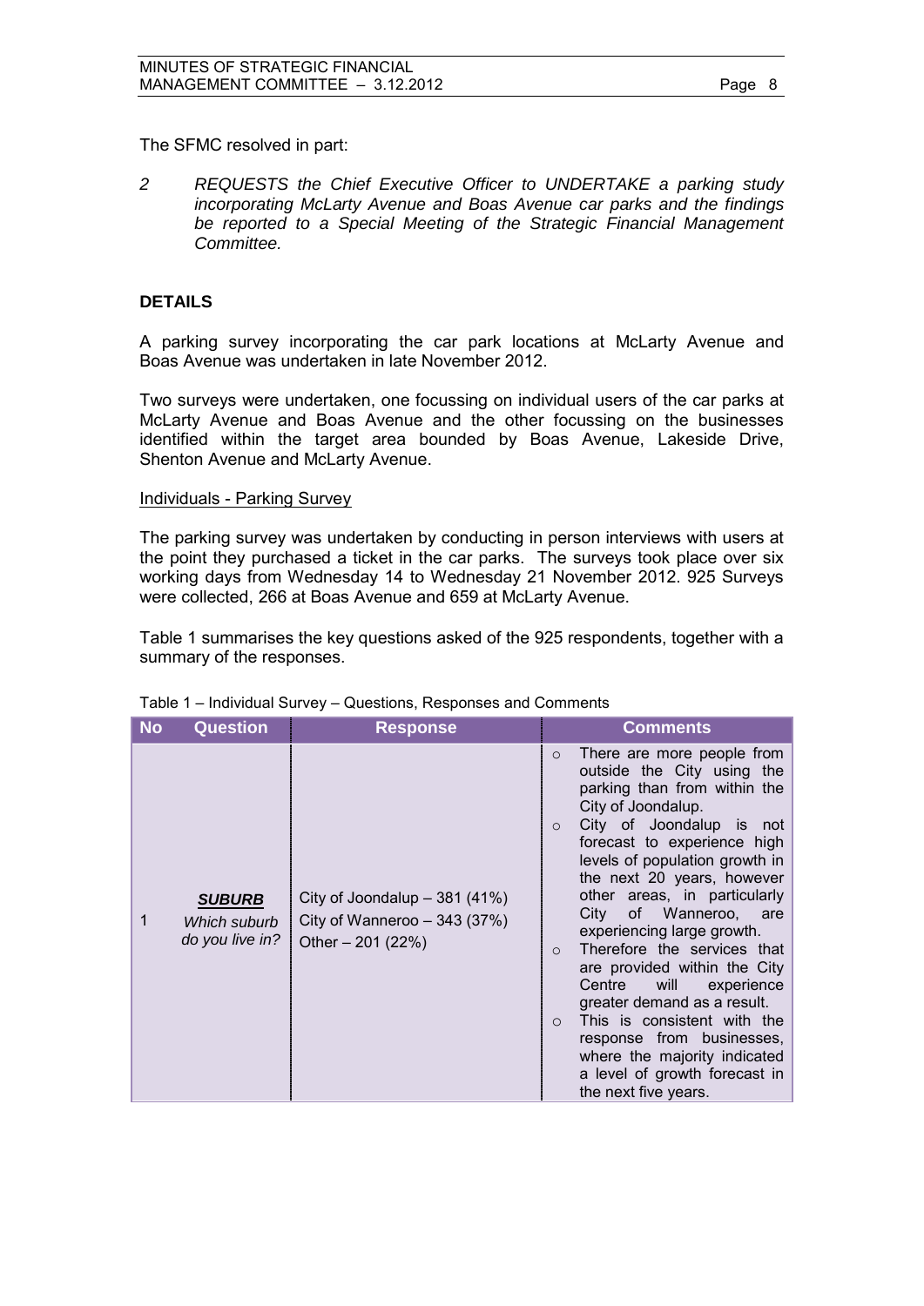The SFMC resolved in part:

2 *REQUESTS the Chief Executive Officer to UNDERTAKE a parking study incorporating McLarty Avenue and Boas Avenue car parks and the findings be reported to a Special Meeting of the Strategic Financial Management Committee.*

## DETAILS

A parking survey incorporating the car park locations at McLarty Avenue and Boas Avenue was undertaken in late November 2012.

Two surveys were undertaken, one focussing on individual users of the car parks at McLarty Avenue and Boas Avenue and the other focussing on the businesses identified within the target area bounded by Boas Avenue, Lakeside Drive, Shenton Avenue and McLarty Avenue.

<u>Individuals - Parking Survey</u>

The parking survey was undertaken by conducting in person interviews with users at the point they purchased a ticket in the car parks. The surveys took place over six working days from Wednesday 14 to Wednesday 21 November 2012. 925 Surveys were collected, 266 at Boas Avenue and 659 at McLarty Avenue.

Table 1 summarises the key questions asked of the 925 respondents, together with a summary of the responses.

Table 1 – Individual Survey – Questions, Responses and Comments

| No | Question | Response | Comments |
|---|---|---|---|
| 1 | ***SUBURB*** *Which suburb do you live in?* | City of Joondalup – 381 (41%)<br>City of Wanneroo – 343 (37%)<br>Other – 201 (22%) | ○ There are more people from outside the City using the parking than from within the City of Joondalup.<br>○ City of Joondalup is not forecast to experience high levels of population growth in the next 20 years, however other areas, in particularly City of Wanneroo, are experiencing large growth.<br>○ Therefore the services that are provided within the City Centre will experience greater demand as a result.<br>○ This is consistent with the response from businesses, where the majority indicated a level of growth forecast in the next five years. |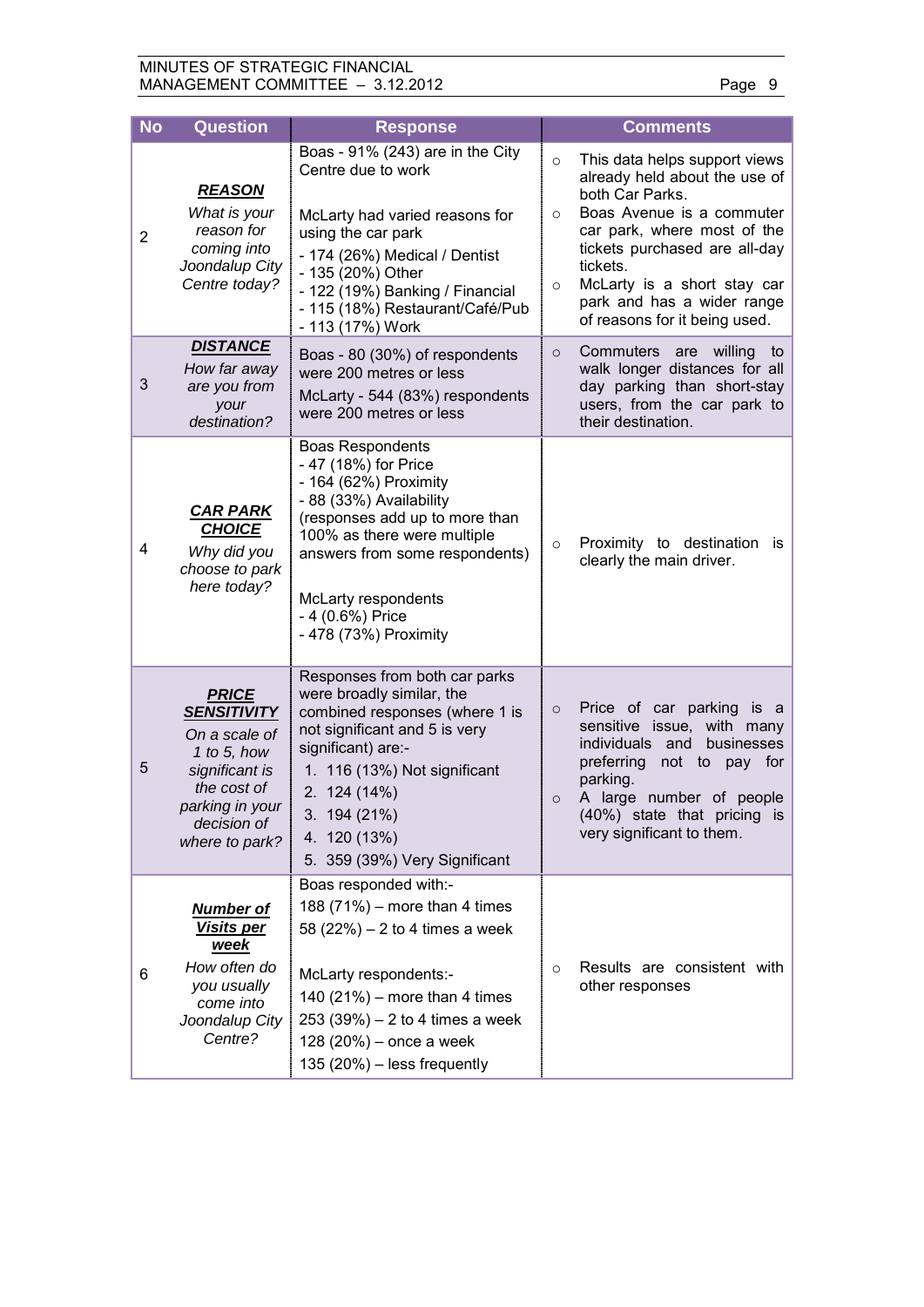| No | Question | Response | Comments |
|---|---|---|---|
| 2 | ***REASON*** *What is your reason for coming into Joondalup City Centre today?* | Boas - 91% (243) are in the City Centre due to work<br><br>McLarty had varied reasons for using the car park<br>- 174 (26%) Medical / Dentist<br>- 135 (20%) Other<br>- 122 (19%) Banking / Financial<br>- 115 (18%) Restaurant/Café/Pub<br>- 113 (17%) Work | ○ This data helps support views already held about the use of both Car Parks.<br>○ Boas Avenue is a commuter car park, where most of the tickets purchased are all-day tickets.<br>○ McLarty is a short stay car park and has a wider range of reasons for it being used. |
| 3 | ***DISTANCE*** *How far away are you from your destination?* | Boas - 80 (30%) of respondents were 200 metres or less<br>McLarty - 544 (83%) respondents were 200 metres or less | ○ Commuters are willing to walk longer distances for all day parking than short-stay users, from the car park to their destination. |
| 4 | ***CAR PARK CHOICE*** *Why did you choose to park here today?* | Boas Respondents<br>- 47 (18%) for Price<br>- 164 (62%) Proximity<br>- 88 (33%) Availability<br>(responses add up to more than 100% as there were multiple answers from some respondents)<br><br>McLarty respondents<br>- 4 (0.6%) Price<br>- 478 (73%) Proximity | ○ Proximity to destination is clearly the main driver. |
| 5 | ***PRICE SENSITIVITY*** *On a scale of 1 to 5, how significant is the cost of parking in your decision of where to park?* | Responses from both car parks were broadly similar, the combined responses (where 1 is not significant and 5 is very significant) are:-<br>1. 116 (13%) Not significant<br>2. 124 (14%)<br>3. 194 (21%)<br>4. 120 (13%)<br>5. 359 (39%) Very Significant | ○ Price of car parking is a sensitive issue, with many individuals and businesses preferring not to pay for parking.<br>○ A large number of people (40%) state that pricing is very significant to them. |
| 6 | ***Number of Visits per week*** *How often do you usually come into Joondalup City Centre?* | Boas responded with:-<br>188 (71%) – more than 4 times<br>58 (22%) – 2 to 4 times a week<br><br>McLarty respondents:-<br>140 (21%) – more than 4 times<br>253 (39%) – 2 to 4 times a week<br>128 (20%) – once a week<br>135 (20%) – less frequently | ○ Results are consistent with other responses |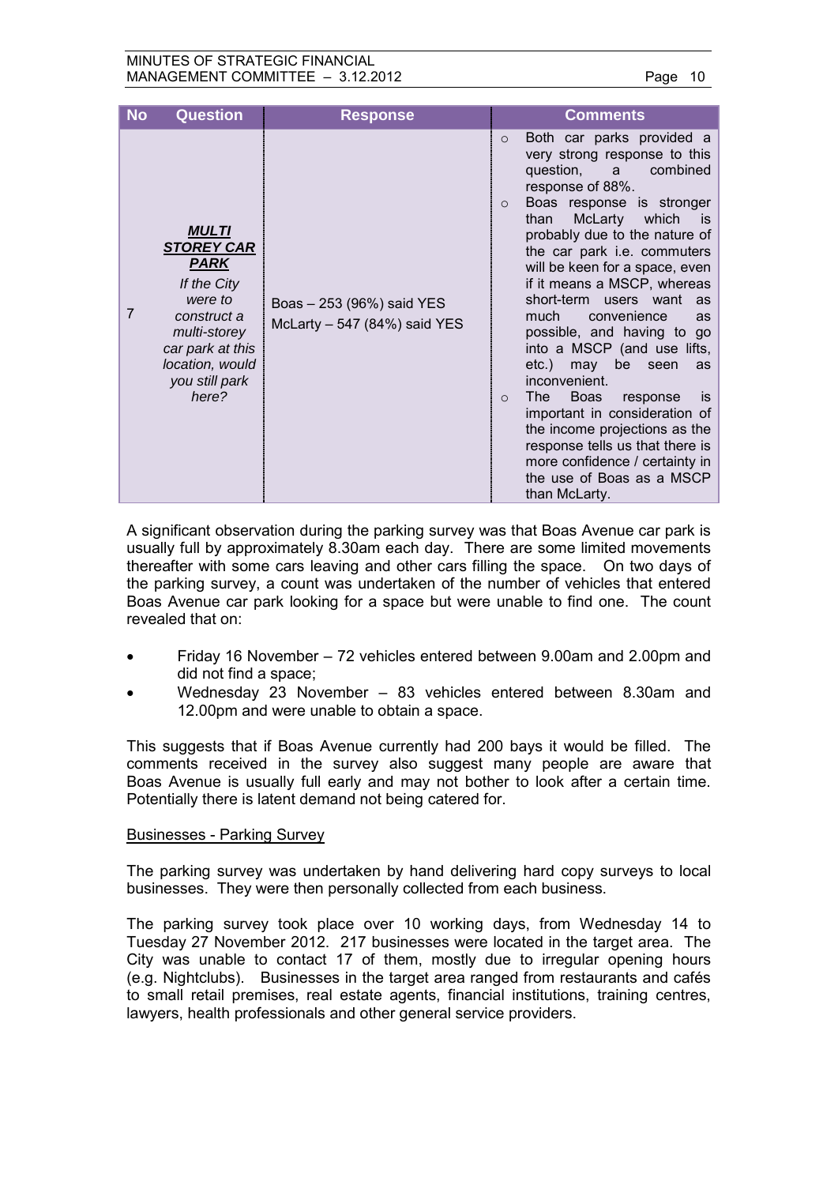| No | Question | Response | Comments |
|---|---|---|---|
| 7 | ***MULTI STOREY CAR PARK*** *If the City were to construct a multi-storey car park at this location, would you still park here?* | Boas – 253 (96%) said YES<br>McLarty – 547 (84%) said YES | ○ Both car parks provided a very strong response to this question, a combined response of 88%.<br>○ Boas response is stronger than McLarty which is probably due to the nature of the car park i.e. commuters will be keen for a space, even if it means a MSCP, whereas short-term users want as much convenience as possible, and having to go into a MSCP (and use lifts, etc.) may be seen as inconvenient.<br>○ The Boas response is important in consideration of the income projections as the response tells us that there is more confidence / certainty in the use of Boas as a MSCP than McLarty. |

A significant observation during the parking survey was that Boas Avenue car park is usually full by approximately 8.30am each day. There are some limited movements thereafter with some cars leaving and other cars filling the space. On two days of the parking survey, a count was undertaken of the number of vehicles that entered Boas Avenue car park looking for a space but were unable to find one. The count revealed that on:

- Friday 16 November – 72 vehicles entered between 9.00am and 2.00pm and did not find a space;
- Wednesday 23 November – 83 vehicles entered between 8.30am and 12.00pm and were unable to obtain a space.

This suggests that if Boas Avenue currently had 200 bays it would be filled. The comments received in the survey also suggest many people are aware that Boas Avenue is usually full early and may not bother to look after a certain time. Potentially there is latent demand not being catered for.

<u>Businesses - Parking Survey</u>

The parking survey was undertaken by hand delivering hard copy surveys to local businesses. They were then personally collected from each business.

The parking survey took place over 10 working days, from Wednesday 14 to Tuesday 27 November 2012. 217 businesses were located in the target area. The City was unable to contact 17 of them, mostly due to irregular opening hours (e.g. Nightclubs). Businesses in the target area ranged from restaurants and cafés to small retail premises, real estate agents, financial institutions, training centres, lawyers, health professionals and other general service providers.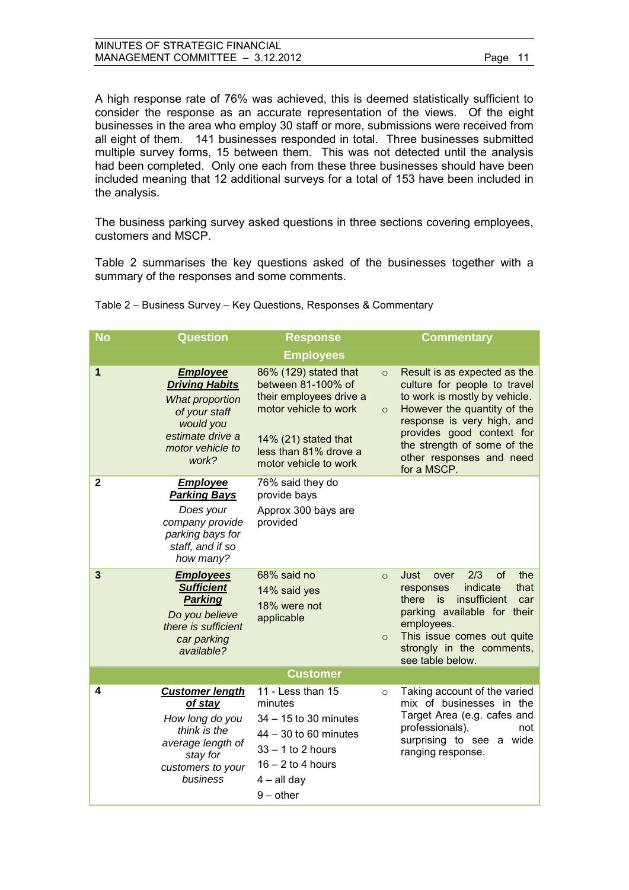A high response rate of 76% was achieved, this is deemed statistically sufficient to consider the response as an accurate representation of the views. Of the eight businesses in the area who employ 30 staff or more, submissions were received from all eight of them. 141 businesses responded in total. Three businesses submitted multiple survey forms, 15 between them. This was not detected until the analysis had been completed. Only one each from these three businesses should have been included meaning that 12 additional surveys for a total of 153 have been included in the analysis.

The business parking survey asked questions in three sections covering employees, customers and MSCP.

Table 2 summarises the key questions asked of the businesses together with a summary of the responses and some comments.

Table 2 – Business Survey – Key Questions, Responses & Commentary

| No | Question | Response | Commentary |
|---|---|---|---|
| | | **Employees** | |
| 1 | ***Employee Driving Habits*** *What proportion of your staff would you estimate drive a motor vehicle to work?* | 86% (129) stated that between 81-100% of their employees drive a motor vehicle to work<br><br>14% (21) stated that less than 81% drove a motor vehicle to work | ○ Result is as expected as the culture for people to travel to work is mostly by vehicle.<br>○ However the quantity of the response is very high, and provides good context for the strength of some of the other responses and need for a MSCP. |
| 2 | ***Employee Parking Bays*** *Does your company provide parking bays for staff, and if so how many?* | 76% said they do provide bays<br>Approx 300 bays are provided | |
| 3 | ***Employees Sufficient Parking*** *Do you believe there is sufficient car parking available?* | 68% said no<br>14% said yes<br>18% were not applicable | ○ Just over 2/3 of the responses indicate that there is insufficient car parking available for their employees.<br>○ This issue comes out quite strongly in the comments, see table below. |
| | | **Customer** | |
| 4 | ***Customer length of stay*** *How long do you think is the average length of stay for customers to your business* | 11 - Less than 15 minutes<br>34 – 15 to 30 minutes<br>44 – 30 to 60 minutes<br>33 – 1 to 2 hours<br>16 – 2 to 4 hours<br>4 – all day<br>9 – other | ○ Taking account of the varied mix of businesses in the Target Area (e.g. cafes and professionals), not surprising to see a wide ranging response. |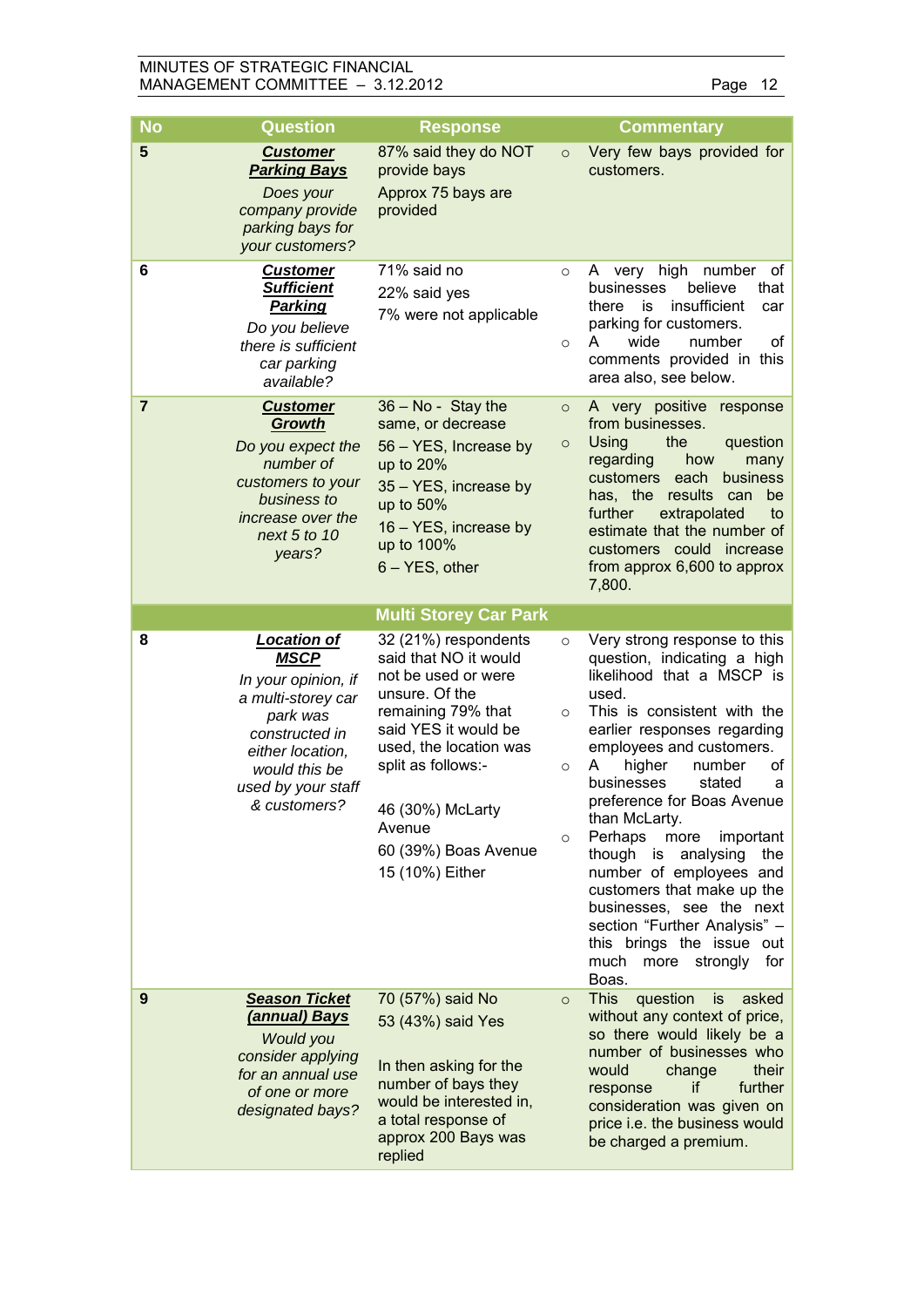| No | Question | Response | Commentary |
|---|---|---|---|
| 5 | ***Customer Parking Bays*** *Does your company provide parking bays for your customers?* | 87% said they do NOT provide bays<br>Approx 75 bays are provided | ○ Very few bays provided for customers. |
| 6 | ***Customer Sufficient Parking*** *Do you believe there is sufficient car parking available?* | 71% said no<br>22% said yes<br>7% were not applicable | ○ A very high number of businesses believe that there is insufficient car parking for customers.<br>○ A wide number of comments provided in this area also, see below. |
| 7 | ***Customer Growth*** *Do you expect the number of customers to your business to increase over the next 5 to 10 years?* | 36 – No - Stay the same, or decrease<br>56 – YES, Increase by up to 20%<br>35 – YES, increase by up to 50%<br>16 – YES, increase by up to 100%<br>6 – YES, other | ○ A very positive response from businesses.<br>○ Using the question regarding how many customers each business has, the results can be further extrapolated to estimate that the number of customers could increase from approx 6,600 to approx 7,800. |
| | | **Multi Storey Car Park** | |
| 8 | ***Location of MSCP*** *In your opinion, if a multi-storey car park was constructed in either location, would this be used by your staff & customers?* | 32 (21%) respondents said that NO it would not be used or were unsure. Of the remaining 79% that said YES it would be used, the location was split as follows:-<br>46 (30%) McLarty Avenue<br>60 (39%) Boas Avenue<br>15 (10%) Either | ○ Very strong response to this question, indicating a high likelihood that a MSCP is used.<br>○ This is consistent with the earlier responses regarding employees and customers.<br>○ A higher number of businesses stated a preference for Boas Avenue than McLarty.<br>○ Perhaps more important though is analysing the number of employees and customers that make up the businesses, see the next section "Further Analysis" – this brings the issue out much more strongly for Boas. |
| 9 | ***Season Ticket (annual) Bays*** *Would you consider applying for an annual use of one or more designated bays?* | 70 (57%) said No<br>53 (43%) said Yes<br>In then asking for the number of bays they would be interested in, a total response of approx 200 Bays was replied | ○ This question is asked without any context of price, so there would likely be a number of businesses who would change their response if further consideration was given on price i.e. the business would be charged a premium. |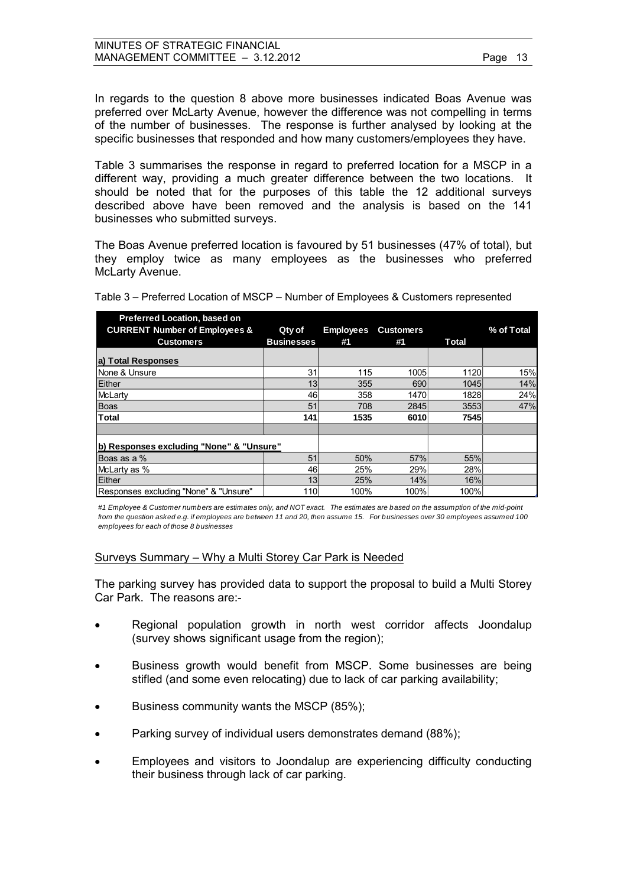In regards to the question 8 above more businesses indicated Boas Avenue was preferred over McLarty Avenue, however the difference was not compelling in terms of the number of businesses. The response is further analysed by looking at the specific businesses that responded and how many customers/employees they have.

Table 3 summarises the response in regard to preferred location for a MSCP in a different way, providing a much greater difference between the two locations. It should be noted that for the purposes of this table the 12 additional surveys described above have been removed and the analysis is based on the 141 businesses who submitted surveys.

The Boas Avenue preferred location is favoured by 51 businesses (47% of total), but they employ twice as many employees as the businesses who preferred McLarty Avenue.

Table 3 – Preferred Location of MSCP – Number of Employees & Customers represented

| Preferred Location, based on CURRENT Number of Employees & Customers | Qty of Businesses | Employees #1 | Customers #1 | Total | % of Total |
|---|---|---|---|---|---|
| **a) Total Responses** | | | | | |
| None & Unsure | 31 | 115 | 1005 | 1120 | 15% |
| Either | 13 | 355 | 690 | 1045 | 14% |
| McLarty | 46 | 358 | 1470 | 1828 | 24% |
| Boas | 51 | 708 | 2845 | 3553 | 47% |
| **Total** | **141** | **1535** | **6010** | **7545** | |
| | | | | | |
| **b) Responses excluding "None" & "Unsure"** | | | | | |
| Boas as a % | 51 | 50% | 57% | 55% | |
| McLarty as % | 46 | 25% | 29% | 28% | |
| Either | 13 | 25% | 14% | 16% | |
| Responses excluding "None" & "Unsure" | 110 | 100% | 100% | 100% | |

*#1 Employee & Customer numbers are estimates only, and NOT exact. The estimates are based on the assumption of the mid-point from the question asked e.g. if employees are between 11 and 20, then assume 15. For businesses over 30 employees assumed 100 employees for each of those 8 businesses*

Surveys Summary – Why a Multi Storey Car Park is Needed

The parking survey has provided data to support the proposal to build a Multi Storey Car Park. The reasons are:-

- Regional population growth in north west corridor affects Joondalup (survey shows significant usage from the region);
- Business growth would benefit from MSCP. Some businesses are being stifled (and some even relocating) due to lack of car parking availability;
- Business community wants the MSCP (85%);
- Parking survey of individual users demonstrates demand (88%);
- Employees and visitors to Joondalup are experiencing difficulty conducting their business through lack of car parking.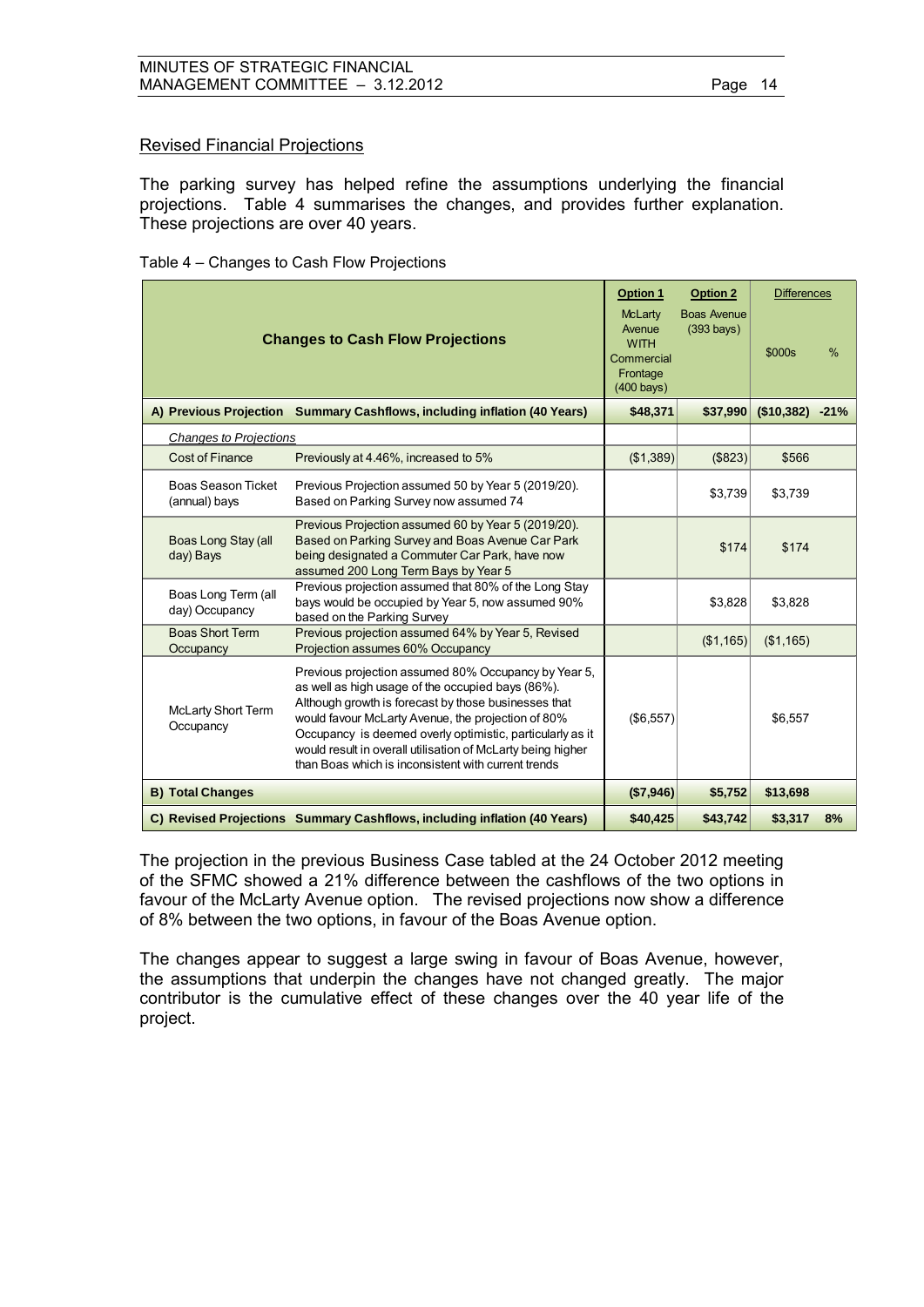## Revised Financial Projections

The parking survey has helped refine the assumptions underlying the financial projections. Table 4 summarises the changes, and provides further explanation. These projections are over 40 years.

Table 4 – Changes to Cash Flow Projections

| Changes to Cash Flow Projections | | Option 1 McLarty Avenue WITH Commercial Frontage (400 bays) | Option 2 Boas Avenue (393 bays) | Differences $000s | % |
|---|---|---|---|---|---|
| **A) Previous Projection** | **Summary Cashflows, including inflation (40 Years)** | **$48,371** | **$37,990** | **($10,382)** | **-21%** |
| *Changes to Projections* | | | | | |
| Cost of Finance | Previously at 4.46%, increased to 5% | ($1,389) | ($823) | $566 | |
| Boas Season Ticket (annual) bays | Previous Projection assumed 50 by Year 5 (2019/20). Based on Parking Survey now assumed 74 | | $3,739 | $3,739 | |
| Boas Long Stay (all day) Bays | Previous Projection assumed 60 by Year 5 (2019/20). Based on Parking Survey and Boas Avenue Car Park being designated a Commuter Car Park, have now assumed 200 Long Term Bays by Year 5 | | $174 | $174 | |
| Boas Long Term (all day) Occupancy | Previous projection assumed that 80% of the Long Stay bays would be occupied by Year 5, now assumed 90% based on the Parking Survey | | $3,828 | $3,828 | |
| Boas Short Term Occupancy | Previous projection assumed 64% by Year 5, Revised Projection assumes 60% Occupancy | | ($1,165) | ($1,165) | |
| McLarty Short Term Occupancy | Previous projection assumed 80% Occupancy by Year 5, as well as high usage of the occupied bays (86%). Although growth is forecast by those businesses that would favour McLarty Avenue, the projection of 80% Occupancy is deemed overly optimistic, particularly as it would result in overall utilisation of McLarty being higher than Boas which is inconsistent with current trends | ($6,557) | | $6,557 | |
| **B) Total Changes** | | **($7,946)** | **$5,752** | **$13,698** | |
| **C) Revised Projections** | **Summary Cashflows, including inflation (40 Years)** | **$40,425** | **$43,742** | **$3,317** | **8%** |

The projection in the previous Business Case tabled at the 24 October 2012 meeting of the SFMC showed a 21% difference between the cashflows of the two options in favour of the McLarty Avenue option. The revised projections now show a difference of 8% between the two options, in favour of the Boas Avenue option.

The changes appear to suggest a large swing in favour of Boas Avenue, however, the assumptions that underpin the changes have not changed greatly. The major contributor is the cumulative effect of these changes over the 40 year life of the project.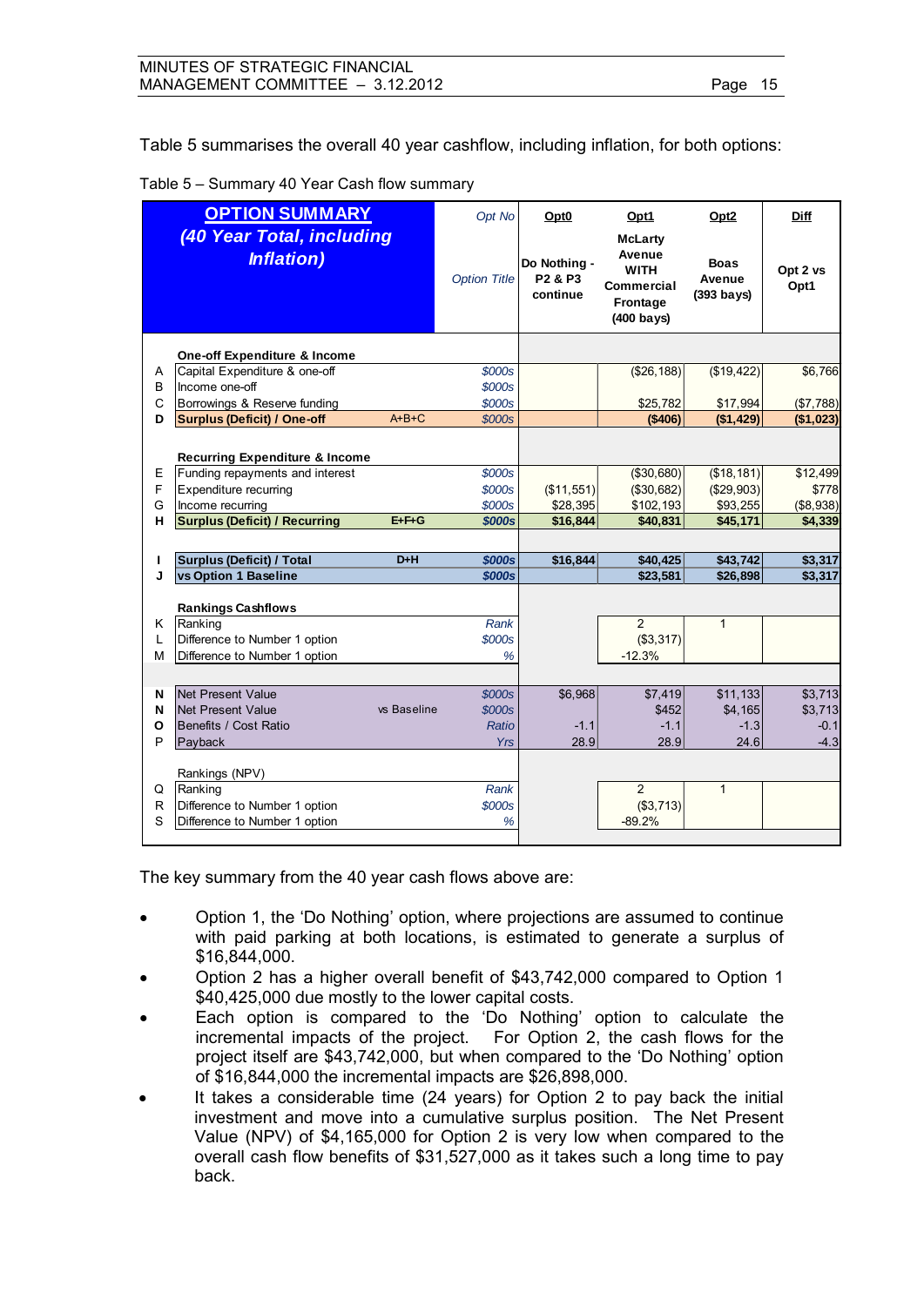Table 5 summarises the overall 40 year cashflow, including inflation, for both options:

Table 5 – Summary 40 Year Cash flow summary

| | **OPTION SUMMARY** *(40 Year Total, including Inflation)* | | *Opt No* / *Option Title* | **Opt0** Do Nothing - P2 & P3 continue | **Opt1** McLarty Avenue WITH Commercial Frontage (400 bays) | **Opt2** Boas Avenue (393 bays) | **Diff** Opt 2 vs Opt1 |
|---|---|---|---|---|---|---|---|
| | **One-off Expenditure & Income** | | | | | | |
| A | Capital Expenditure & one-off | | *$000s* | | ($26,188) | ($19,422) | $6,766 |
| B | Income one-off | | *$000s* | | | | |
| C | Borrowings & Reserve funding | | *$000s* | | $25,782 | $17,994 | ($7,788) |
| **D** | **Surplus (Deficit) / One-off** | A+B+C | *$000s* | | **($406)** | **($1,429)** | **($1,023)** |
| | **Recurring Expenditure & Income** | | | | | | |
| E | Funding repayments and interest | | *$000s* | | ($30,680) | ($18,181) | $12,499 |
| F | Expenditure recurring | | *$000s* | ($11,551) | ($30,682) | ($29,903) | $778 |
| G | Income recurring | | *$000s* | $28,395 | $102,193 | $93,255 | ($8,938) |
| **H** | **Surplus (Deficit) / Recurring** | E+F+G | ***$000s*** | **$16,844** | **$40,831** | **$45,171** | **$4,339** |
| **I** | **Surplus (Deficit) / Total** | D+H | ***$000s*** | **$16,844** | **$40,425** | **$43,742** | **$3,317** |
| **J** | **vs Option 1 Baseline** | | ***$000s*** | | **$23,581** | **$26,898** | **$3,317** |
| | **Rankings Cashflows** | | | | | | |
| K | Ranking | | *Rank* | | 2 | 1 | |
| L | Difference to Number 1 option | | *$000s* | | ($3,317) | | |
| M | Difference to Number 1 option | | *%* | | -12.3% | | |
| **N** | Net Present Value | | *$000s* | $6,968 | $7,419 | $11,133 | $3,713 |
| **N** | Net Present Value | vs Baseline | *$000s* | | $452 | $4,165 | $3,713 |
| **O** | Benefits / Cost Ratio | | *Ratio* | -1.1 | -1.1 | -1.3 | -0.1 |
| P | Payback | | *Yrs* | 28.9 | 28.9 | 24.6 | -4.3 |
| | Rankings (NPV) | | | | | | |
| Q | Ranking | | *Rank* | | 2 | 1 | |
| R | Difference to Number 1 option | | *$000s* | | ($3,713) | | |
| S | Difference to Number 1 option | | *%* | | -89.2% | | |

The key summary from the 40 year cash flows above are:

- Option 1, the 'Do Nothing' option, where projections are assumed to continue with paid parking at both locations, is estimated to generate a surplus of $16,844,000.
- Option 2 has a higher overall benefit of $43,742,000 compared to Option 1 $40,425,000 due mostly to the lower capital costs.
- Each option is compared to the 'Do Nothing' option to calculate the incremental impacts of the project. For Option 2, the cash flows for the project itself are $43,742,000, but when compared to the 'Do Nothing' option of $16,844,000 the incremental impacts are $26,898,000.
- It takes a considerable time (24 years) for Option 2 to pay back the initial investment and move into a cumulative surplus position. The Net Present Value (NPV) of $4,165,000 for Option 2 is very low when compared to the overall cash flow benefits of $31,527,000 as it takes such a long time to pay back.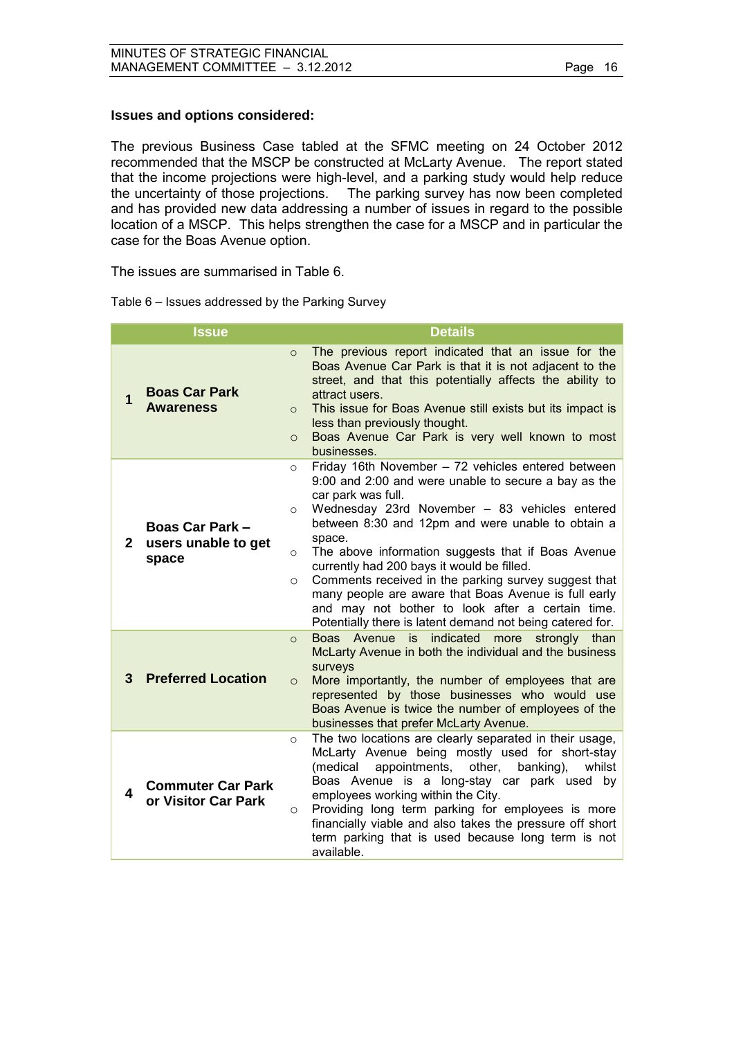**Issues and options considered:**

The previous Business Case tabled at the SFMC meeting on 24 October 2012 recommended that the MSCP be constructed at McLarty Avenue. The report stated that the income projections were high-level, and a parking study would help reduce the uncertainty of those projections. The parking survey has now been completed and has provided new data addressing a number of issues in regard to the possible location of a MSCP. This helps strengthen the case for a MSCP and in particular the case for the Boas Avenue option.

The issues are summarised in Table 6.

Table 6 – Issues addressed by the Parking Survey

| | Issue | Details |
|---|---|---|
| 1 | **Boas Car Park Awareness** | ○ The previous report indicated that an issue for the Boas Avenue Car Park is that it is not adjacent to the street, and that this potentially affects the ability to attract users.<br>○ This issue for Boas Avenue still exists but its impact is less than previously thought.<br>○ Boas Avenue Car Park is very well known to most businesses. |
| 2 | **Boas Car Park – users unable to get space** | ○ Friday 16th November – 72 vehicles entered between 9:00 and 2:00 and were unable to secure a bay as the car park was full.<br>○ Wednesday 23rd November – 83 vehicles entered between 8:30 and 12pm and were unable to obtain a space.<br>○ The above information suggests that if Boas Avenue currently had 200 bays it would be filled.<br>○ Comments received in the parking survey suggest that many people are aware that Boas Avenue is full early and may not bother to look after a certain time. Potentially there is latent demand not being catered for. |
| 3 | **Preferred Location** | ○ Boas Avenue is indicated more strongly than McLarty Avenue in both the individual and the business surveys<br>○ More importantly, the number of employees that are represented by those businesses who would use Boas Avenue is twice the number of employees of the businesses that prefer McLarty Avenue. |
| 4 | **Commuter Car Park or Visitor Car Park** | ○ The two locations are clearly separated in their usage, McLarty Avenue being mostly used for short-stay (medical appointments, other, banking), whilst Boas Avenue is a long-stay car park used by employees working within the City.<br>○ Providing long term parking for employees is more financially viable and also takes the pressure off short term parking that is used because long term is not available. |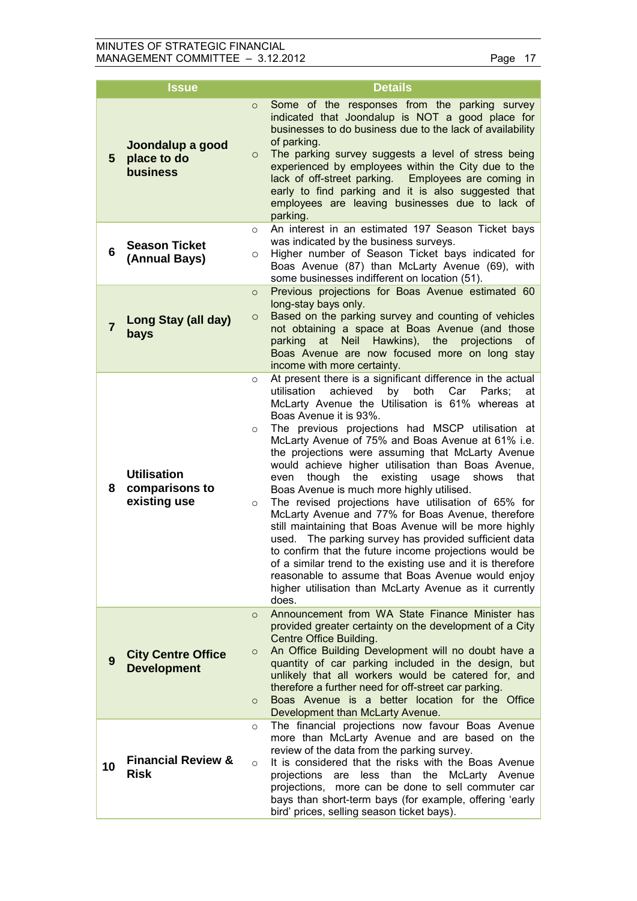| | Issue | Details |
|---|---|---|
| 5 | **Joondalup a good place to do business** | ○ Some of the responses from the parking survey indicated that Joondalup is NOT a good place for businesses to do business due to the lack of availability of parking.<br>○ The parking survey suggests a level of stress being experienced by employees within the City due to the lack of off-street parking. Employees are coming in early to find parking and it is also suggested that employees are leaving businesses due to lack of parking. |
| 6 | **Season Ticket (Annual Bays)** | ○ An interest in an estimated 197 Season Ticket bays was indicated by the business surveys.<br>○ Higher number of Season Ticket bays indicated for Boas Avenue (87) than McLarty Avenue (69), with some businesses indifferent on location (51). |
| 7 | **Long Stay (all day) bays** | ○ Previous projections for Boas Avenue estimated 60 long-stay bays only.<br>○ Based on the parking survey and counting of vehicles not obtaining a space at Boas Avenue (and those parking at Neil Hawkins), the projections of Boas Avenue are now focused more on long stay income with more certainty. |
| 8 | **Utilisation comparisons to existing use** | ○ At present there is a significant difference in the actual utilisation achieved by both Car Parks; at McLarty Avenue the Utilisation is 61% whereas at Boas Avenue it is 93%.<br>○ The previous projections had MSCP utilisation at McLarty Avenue of 75% and Boas Avenue at 61% i.e. the projections were assuming that McLarty Avenue would achieve higher utilisation than Boas Avenue, even though the existing usage shows that Boas Avenue is much more highly utilised.<br>○ The revised projections have utilisation of 65% for McLarty Avenue and 77% for Boas Avenue, therefore still maintaining that Boas Avenue will be more highly used. The parking survey has provided sufficient data to confirm that the future income projections would be of a similar trend to the existing use and it is therefore reasonable to assume that Boas Avenue would enjoy higher utilisation than McLarty Avenue as it currently does. |
| 9 | **City Centre Office Development** | ○ Announcement from WA State Finance Minister has provided greater certainty on the development of a City Centre Office Building.<br>○ An Office Building Development will no doubt have a quantity of car parking included in the design, but unlikely that all workers would be catered for, and therefore a further need for off-street car parking.<br>○ Boas Avenue is a better location for the Office Development than McLarty Avenue. |
| 10 | **Financial Review & Risk** | ○ The financial projections now favour Boas Avenue more than McLarty Avenue and are based on the review of the data from the parking survey.<br>○ It is considered that the risks with the Boas Avenue projections are less than the McLarty Avenue projections, more can be done to sell commuter car bays than short-term bays (for example, offering 'early bird' prices, selling season ticket bays). |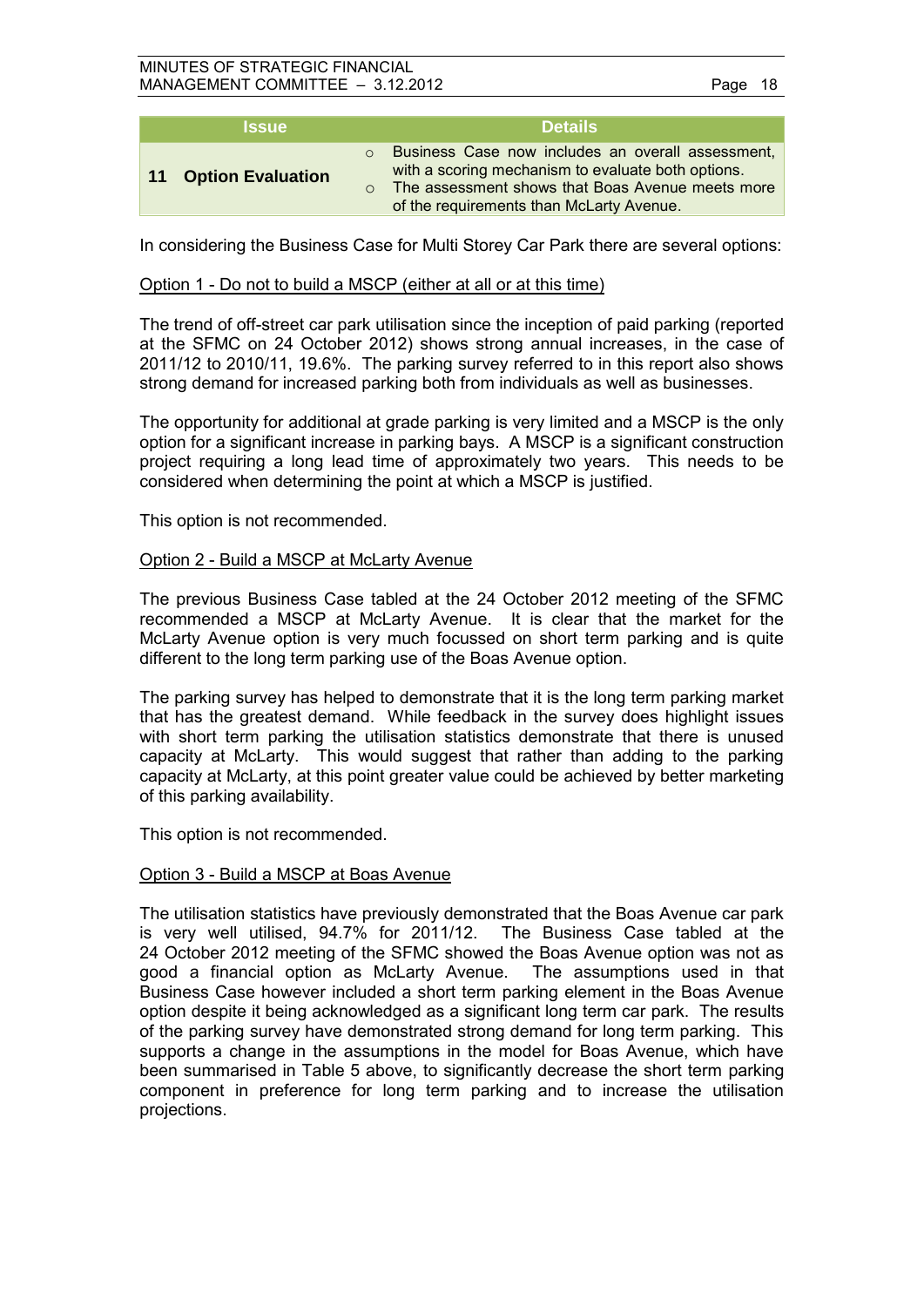| Issue | Details |
|---|---|
| 11 **Option Evaluation** | ○ Business Case now includes an overall assessment, with a scoring mechanism to evaluate both options.<br>○ The assessment shows that Boas Avenue meets more of the requirements than McLarty Avenue. |

In considering the Business Case for Multi Storey Car Park there are several options:

Option 1 - Do not to build a MSCP (either at all or at this time)

The trend of off-street car park utilisation since the inception of paid parking (reported at the SFMC on 24 October 2012) shows strong annual increases, in the case of 2011/12 to 2010/11, 19.6%. The parking survey referred to in this report also shows strong demand for increased parking both from individuals as well as businesses.

The opportunity for additional at grade parking is very limited and a MSCP is the only option for a significant increase in parking bays. A MSCP is a significant construction project requiring a long lead time of approximately two years. This needs to be considered when determining the point at which a MSCP is justified.

This option is not recommended.

Option 2 - Build a MSCP at McLarty Avenue

The previous Business Case tabled at the 24 October 2012 meeting of the SFMC recommended a MSCP at McLarty Avenue. It is clear that the market for the McLarty Avenue option is very much focussed on short term parking and is quite different to the long term parking use of the Boas Avenue option.

The parking survey has helped to demonstrate that it is the long term parking market that has the greatest demand. While feedback in the survey does highlight issues with short term parking the utilisation statistics demonstrate that there is unused capacity at McLarty. This would suggest that rather than adding to the parking capacity at McLarty, at this point greater value could be achieved by better marketing of this parking availability.

This option is not recommended.

Option 3 - Build a MSCP at Boas Avenue

The utilisation statistics have previously demonstrated that the Boas Avenue car park is very well utilised, 94.7% for 2011/12. The Business Case tabled at the 24 October 2012 meeting of the SFMC showed the Boas Avenue option was not as good a financial option as McLarty Avenue. The assumptions used in that Business Case however included a short term parking element in the Boas Avenue option despite it being acknowledged as a significant long term car park. The results of the parking survey have demonstrated strong demand for long term parking. This supports a change in the assumptions in the model for Boas Avenue, which have been summarised in Table 5 above, to significantly decrease the short term parking component in preference for long term parking and to increase the utilisation projections.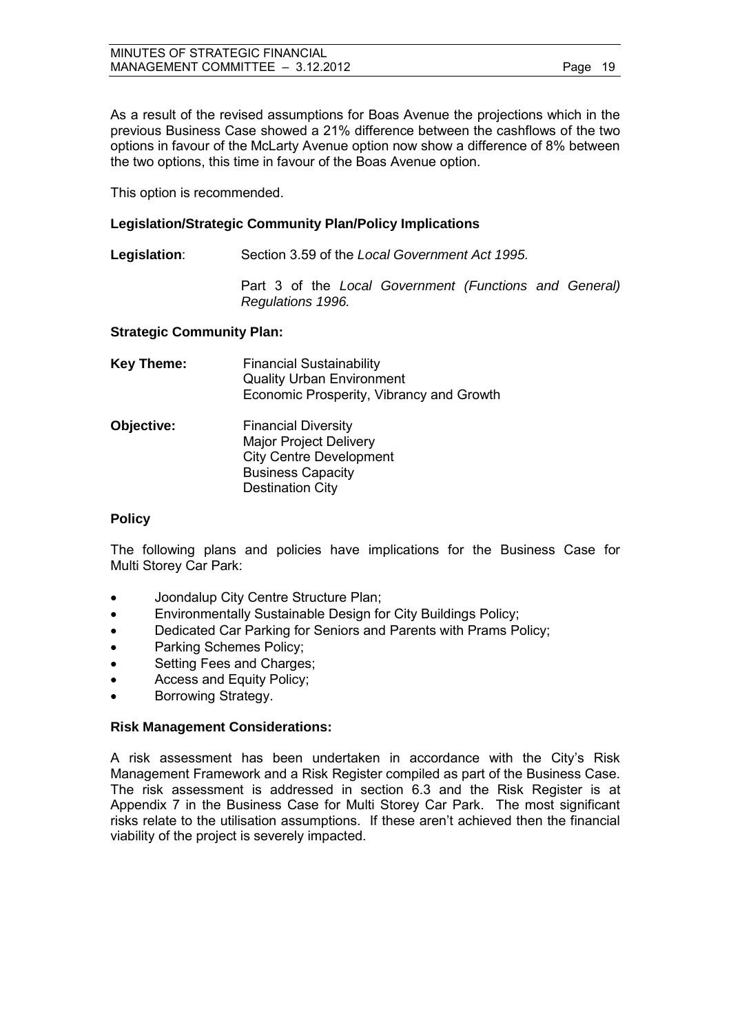As a result of the revised assumptions for Boas Avenue the projections which in the previous Business Case showed a 21% difference between the cashflows of the two options in favour of the McLarty Avenue option now show a difference of 8% between the two options, this time in favour of the Boas Avenue option.

This option is recommended.

**Legislation/Strategic Community Plan/Policy Implications**

**Legislation**: Section 3.59 of the *Local Government Act 1995.*

Part 3 of the *Local Government (Functions and General) Regulations 1996.*

**Strategic Community Plan:**

**Key Theme:** Financial Sustainability
Quality Urban Environment
Economic Prosperity, Vibrancy and Growth

**Objective:** Financial Diversity
Major Project Delivery
City Centre Development
Business Capacity
Destination City

**Policy**

The following plans and policies have implications for the Business Case for Multi Storey Car Park:

- Joondalup City Centre Structure Plan;
- Environmentally Sustainable Design for City Buildings Policy;
- Dedicated Car Parking for Seniors and Parents with Prams Policy;
- Parking Schemes Policy;
- Setting Fees and Charges;
- Access and Equity Policy;
- Borrowing Strategy.

**Risk Management Considerations:**

A risk assessment has been undertaken in accordance with the City's Risk Management Framework and a Risk Register compiled as part of the Business Case. The risk assessment is addressed in section 6.3 and the Risk Register is at Appendix 7 in the Business Case for Multi Storey Car Park. The most significant risks relate to the utilisation assumptions. If these aren't achieved then the financial viability of the project is severely impacted.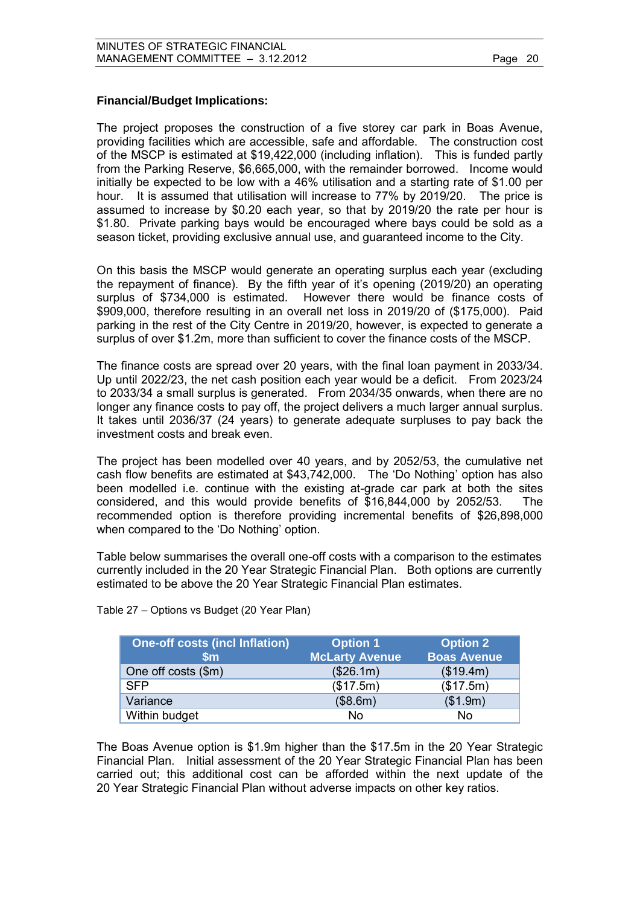**Financial/Budget Implications:**

The project proposes the construction of a five storey car park in Boas Avenue, providing facilities which are accessible, safe and affordable. The construction cost of the MSCP is estimated at $19,422,000 (including inflation). This is funded partly from the Parking Reserve, $6,665,000, with the remainder borrowed. Income would initially be expected to be low with a 46% utilisation and a starting rate of $1.00 per hour. It is assumed that utilisation will increase to 77% by 2019/20. The price is assumed to increase by $0.20 each year, so that by 2019/20 the rate per hour is $1.80. Private parking bays would be encouraged where bays could be sold as a season ticket, providing exclusive annual use, and guaranteed income to the City.

On this basis the MSCP would generate an operating surplus each year (excluding the repayment of finance). By the fifth year of it's opening (2019/20) an operating surplus of $734,000 is estimated. However there would be finance costs of $909,000, therefore resulting in an overall net loss in 2019/20 of ($175,000). Paid parking in the rest of the City Centre in 2019/20, however, is expected to generate a surplus of over $1.2m, more than sufficient to cover the finance costs of the MSCP.

The finance costs are spread over 20 years, with the final loan payment in 2033/34. Up until 2022/23, the net cash position each year would be a deficit. From 2023/24 to 2033/34 a small surplus is generated. From 2034/35 onwards, when there are no longer any finance costs to pay off, the project delivers a much larger annual surplus. It takes until 2036/37 (24 years) to generate adequate surpluses to pay back the investment costs and break even.

The project has been modelled over 40 years, and by 2052/53, the cumulative net cash flow benefits are estimated at $43,742,000. The 'Do Nothing' option has also been modelled i.e. continue with the existing at-grade car park at both the sites considered, and this would provide benefits of $16,844,000 by 2052/53. The recommended option is therefore providing incremental benefits of $26,898,000 when compared to the 'Do Nothing' option.

Table below summarises the overall one-off costs with a comparison to the estimates currently included in the 20 Year Strategic Financial Plan. Both options are currently estimated to be above the 20 Year Strategic Financial Plan estimates.

Table 27 – Options vs Budget (20 Year Plan)

| One-off costs (incl Inflation) $m | Option 1 McLarty Avenue | Option 2 Boas Avenue |
|---|---|---|
| One off costs ($m) | ($26.1m) | ($19.4m) |
| SFP | ($17.5m) | ($17.5m) |
| Variance | ($8.6m) | ($1.9m) |
| Within budget | No | No |

The Boas Avenue option is $1.9m higher than the $17.5m in the 20 Year Strategic Financial Plan. Initial assessment of the 20 Year Strategic Financial Plan has been carried out; this additional cost can be afforded within the next update of the 20 Year Strategic Financial Plan without adverse impacts on other key ratios.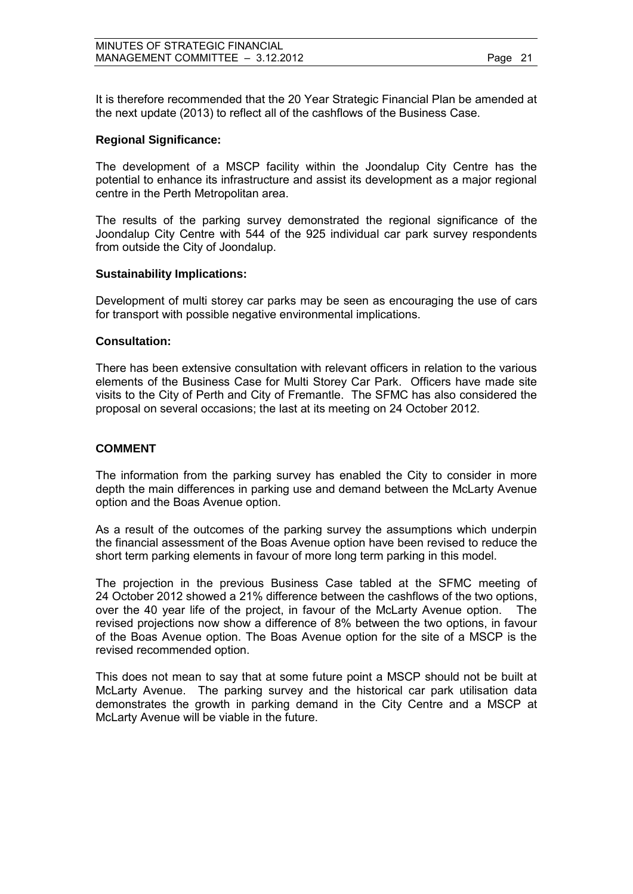It is therefore recommended that the 20 Year Strategic Financial Plan be amended at the next update (2013) to reflect all of the cashflows of the Business Case.

**Regional Significance:**

The development of a MSCP facility within the Joondalup City Centre has the potential to enhance its infrastructure and assist its development as a major regional centre in the Perth Metropolitan area.

The results of the parking survey demonstrated the regional significance of the Joondalup City Centre with 544 of the 925 individual car park survey respondents from outside the City of Joondalup.

**Sustainability Implications:**

Development of multi storey car parks may be seen as encouraging the use of cars for transport with possible negative environmental implications.

**Consultation:**

There has been extensive consultation with relevant officers in relation to the various elements of the Business Case for Multi Storey Car Park. Officers have made site visits to the City of Perth and City of Fremantle. The SFMC has also considered the proposal on several occasions; the last at its meeting on 24 October 2012.

## COMMENT

The information from the parking survey has enabled the City to consider in more depth the main differences in parking use and demand between the McLarty Avenue option and the Boas Avenue option.

As a result of the outcomes of the parking survey the assumptions which underpin the financial assessment of the Boas Avenue option have been revised to reduce the short term parking elements in favour of more long term parking in this model.

The projection in the previous Business Case tabled at the SFMC meeting of 24 October 2012 showed a 21% difference between the cashflows of the two options, over the 40 year life of the project, in favour of the McLarty Avenue option. The revised projections now show a difference of 8% between the two options, in favour of the Boas Avenue option. The Boas Avenue option for the site of a MSCP is the revised recommended option.

This does not mean to say that at some future point a MSCP should not be built at McLarty Avenue. The parking survey and the historical car park utilisation data demonstrates the growth in parking demand in the City Centre and a MSCP at McLarty Avenue will be viable in the future.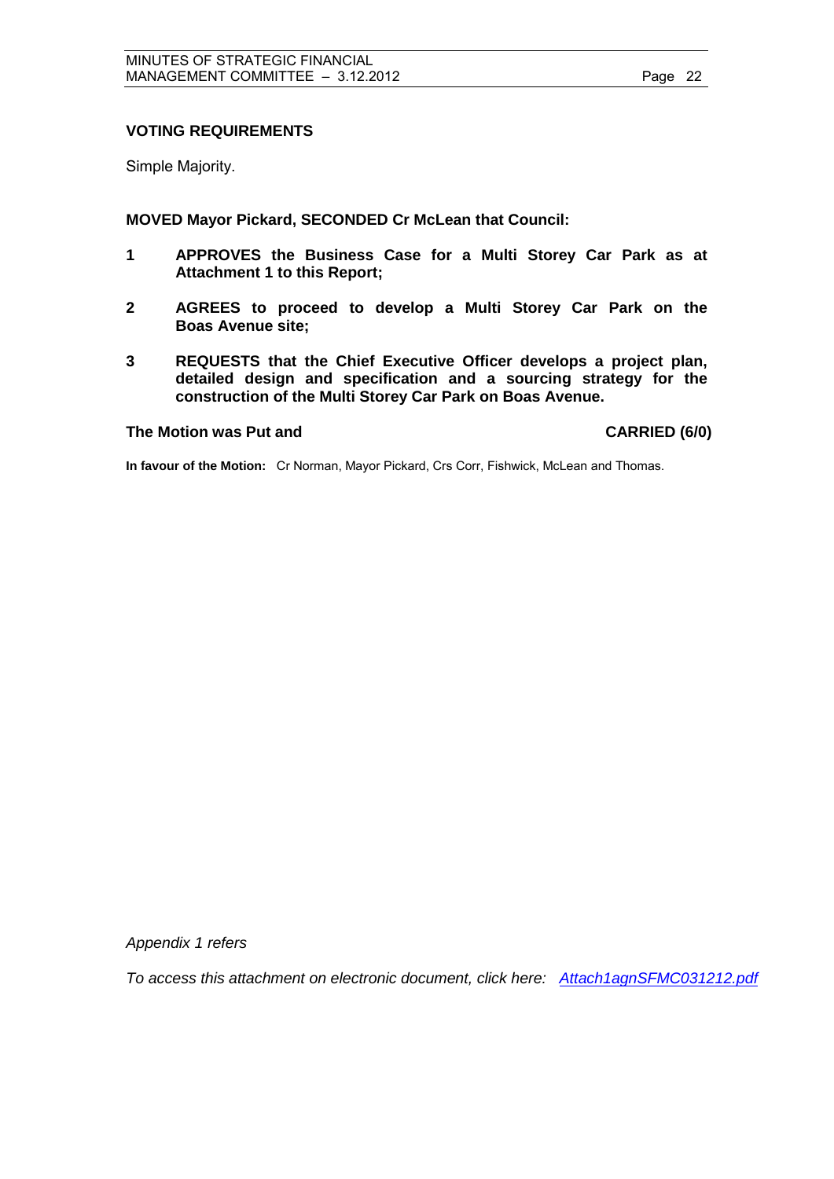### VOTING REQUIREMENTS

Simple Majority.

**MOVED Mayor Pickard, SECONDED Cr McLean that Council:**

**1 APPROVES the Business Case for a Multi Storey Car Park as at Attachment 1 to this Report;**

**2 AGREES to proceed to develop a Multi Storey Car Park on the Boas Avenue site;**

**3 REQUESTS that the Chief Executive Officer develops a project plan, detailed design and specification and a sourcing strategy for the construction of the Multi Storey Car Park on Boas Avenue.**

**The Motion was Put and CARRIED (6/0)**

**In favour of the Motion:** Cr Norman, Mayor Pickard, Crs Corr, Fishwick, McLean and Thomas.

*Appendix 1 refers*

*To access this attachment on electronic document, click here: Attach1agnSFMC031212.pdf*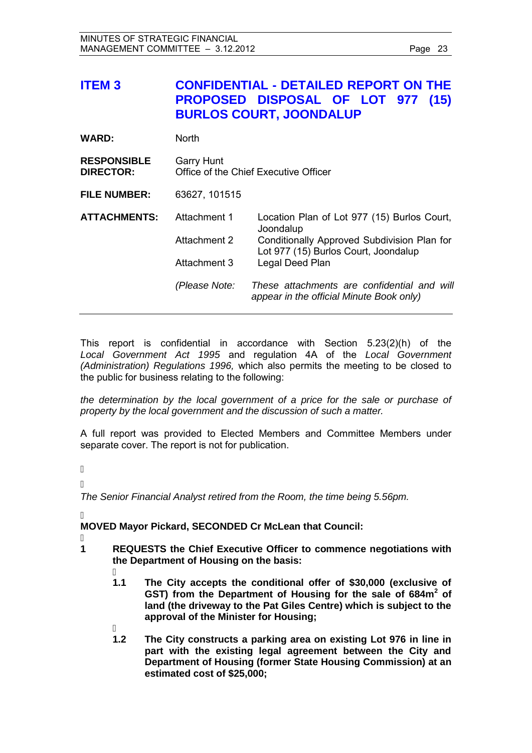## ITEM 3 CONFIDENTIAL - DETAILED REPORT ON THE PROPOSED DISPOSAL OF LOT 977 (15) BURLOS COURT, JOONDALUP

| | | |
|---|---|---|
| **WARD:** | North | |
| **RESPONSIBLE DIRECTOR:** | Garry Hunt<br>Office of the Chief Executive Officer | |
| **FILE NUMBER:** | 63627, 101515 | |
| **ATTACHMENTS:** | Attachment 1 | Location Plan of Lot 977 (15) Burlos Court, Joondalup |
| | Attachment 2 | Conditionally Approved Subdivision Plan for Lot 977 (15) Burlos Court, Joondalup |
| | Attachment 3 | Legal Deed Plan |
| | *(Please Note:* | *These attachments are confidential and will appear in the official Minute Book only)* |

This report is confidential in accordance with Section 5.23(2)(h) of the *Local Government Act 1995* and regulation 4A of the *Local Government (Administration) Regulations 1996,* which also permits the meeting to be closed to the public for business relating to the following:

*the determination by the local government of a price for the sale or purchase of property by the local government and the discussion of such a matter.*

A full report was provided to Elected Members and Committee Members under separate cover. The report is not for publication.

*The Senior Financial Analyst retired from the Room, the time being 5.56pm.*

**MOVED Mayor Pickard, SECONDED Cr McLean that Council:**

**1 REQUESTS the Chief Executive Officer to commence negotiations with the Department of Housing on the basis:**

**1.1 The City accepts the conditional offer of $30,000 (exclusive of GST) from the Department of Housing for the sale of 684m² of land (the driveway to the Pat Giles Centre) which is subject to the approval of the Minister for Housing;**

**1.2 The City constructs a parking area on existing Lot 976 in line in part with the existing legal agreement between the City and Department of Housing (former State Housing Commission) at an estimated cost of $25,000;**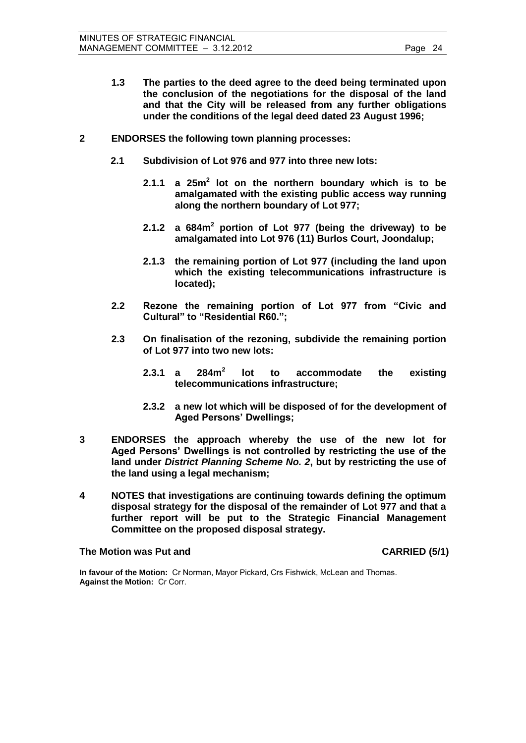**1.3 The parties to the deed agree to the deed being terminated upon the conclusion of the negotiations for the disposal of the land and that the City will be released from any further obligations under the conditions of the legal deed dated 23 August 1996;**

**2 ENDORSES the following town planning processes:**

**2.1 Subdivision of Lot 976 and 977 into three new lots:**

**2.1.1 a $25m^2$ lot on the northern boundary which is to be amalgamated with the existing public access way running along the northern boundary of Lot 977;**

**2.1.2 a $684m^2$ portion of Lot 977 (being the driveway) to be amalgamated into Lot 976 (11) Burlos Court, Joondalup;**

**2.1.3 the remaining portion of Lot 977 (including the land upon which the existing telecommunications infrastructure is located);**

**2.2 Rezone the remaining portion of Lot 977 from "Civic and Cultural" to "Residential R60.";**

**2.3 On finalisation of the rezoning, subdivide the remaining portion of Lot 977 into two new lots:**

**2.3.1 a $284m^2$ lot to accommodate the existing telecommunications infrastructure;**

**2.3.2 a new lot which will be disposed of for the development of Aged Persons' Dwellings;**

**3 ENDORSES the approach whereby the use of the new lot for Aged Persons' Dwellings is not controlled by restricting the use of the land under *District Planning Scheme No. 2*, but by restricting the use of the land using a legal mechanism;**

**4 NOTES that investigations are continuing towards defining the optimum disposal strategy for the disposal of the remainder of Lot 977 and that a further report will be put to the Strategic Financial Management Committee on the proposed disposal strategy.**

**The Motion was Put and CARRIED (5/1)**

**In favour of the Motion:** Cr Norman, Mayor Pickard, Crs Fishwick, McLean and Thomas.
**Against the Motion:** Cr Corr.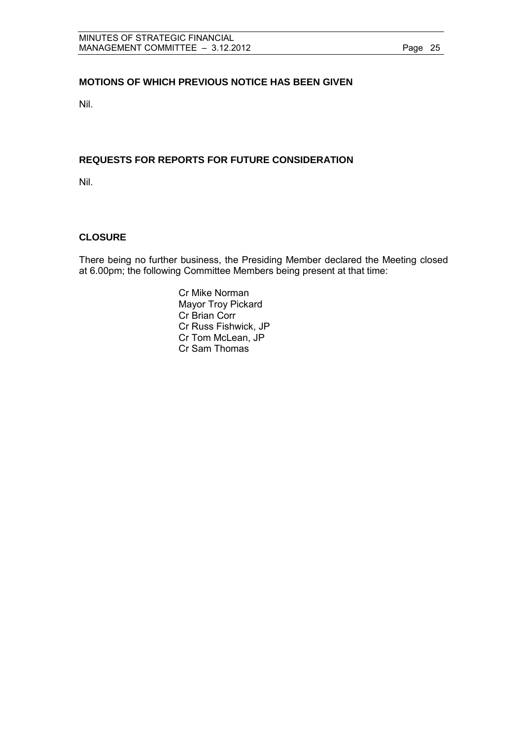**MOTIONS OF WHICH PREVIOUS NOTICE HAS BEEN GIVEN**

Nil.

**REQUESTS FOR REPORTS FOR FUTURE CONSIDERATION**

Nil.

**CLOSURE**

There being no further business, the Presiding Member declared the Meeting closed at 6.00pm; the following Committee Members being present at that time:

Cr Mike Norman
Mayor Troy Pickard
Cr Brian Corr
Cr Russ Fishwick, JP
Cr Tom McLean, JP
Cr Sam Thomas